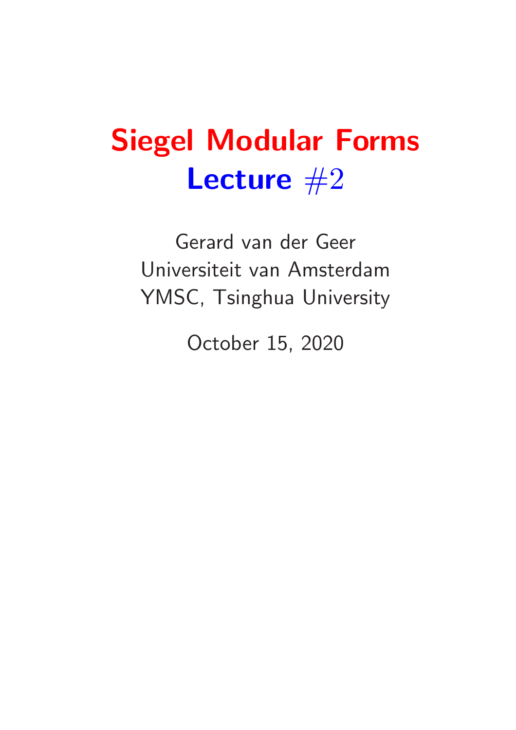# Siegel Modular Forms
## Lecture $\#2$

Gerard van der Geer
Universiteit van Amsterdam
YMSC, Tsinghua University

October 15, 2020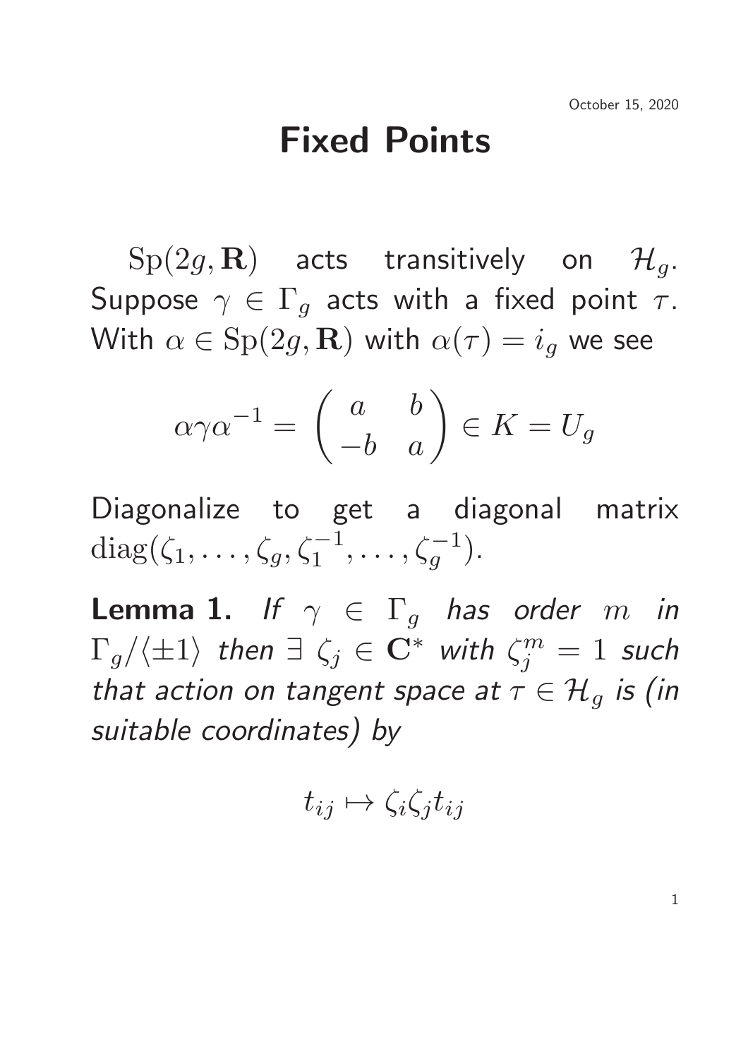# Fixed Points

$\mathrm{Sp}(2g, \mathbf{R})$ acts transitively on $\mathcal{H}_g$. Suppose $\gamma \in \Gamma_g$ acts with a fixed point $\tau$. With $\alpha \in \mathrm{Sp}(2g, \mathbf{R})$ with $\alpha(\tau) = i_g$ we see

$$\alpha \gamma \alpha^{-1} = \begin{pmatrix} a & b \\ -b & a \end{pmatrix} \in K = U_g$$

Diagonalize to get a diagonal matrix $\mathrm{diag}(\zeta_1, \ldots, \zeta_g, \zeta_1^{-1}, \ldots, \zeta_g^{-1})$.

**Lemma 1.** *If $\gamma \in \Gamma_g$ has order $m$ in $\Gamma_g/\langle \pm 1 \rangle$ then $\exists\ \zeta_j \in \mathbf{C}^*$ with $\zeta_j^m = 1$ such that action on tangent space at $\tau \in \mathcal{H}_g$ is (in suitable coordinates) by*

$$t_{ij} \mapsto \zeta_i \zeta_j t_{ij}$$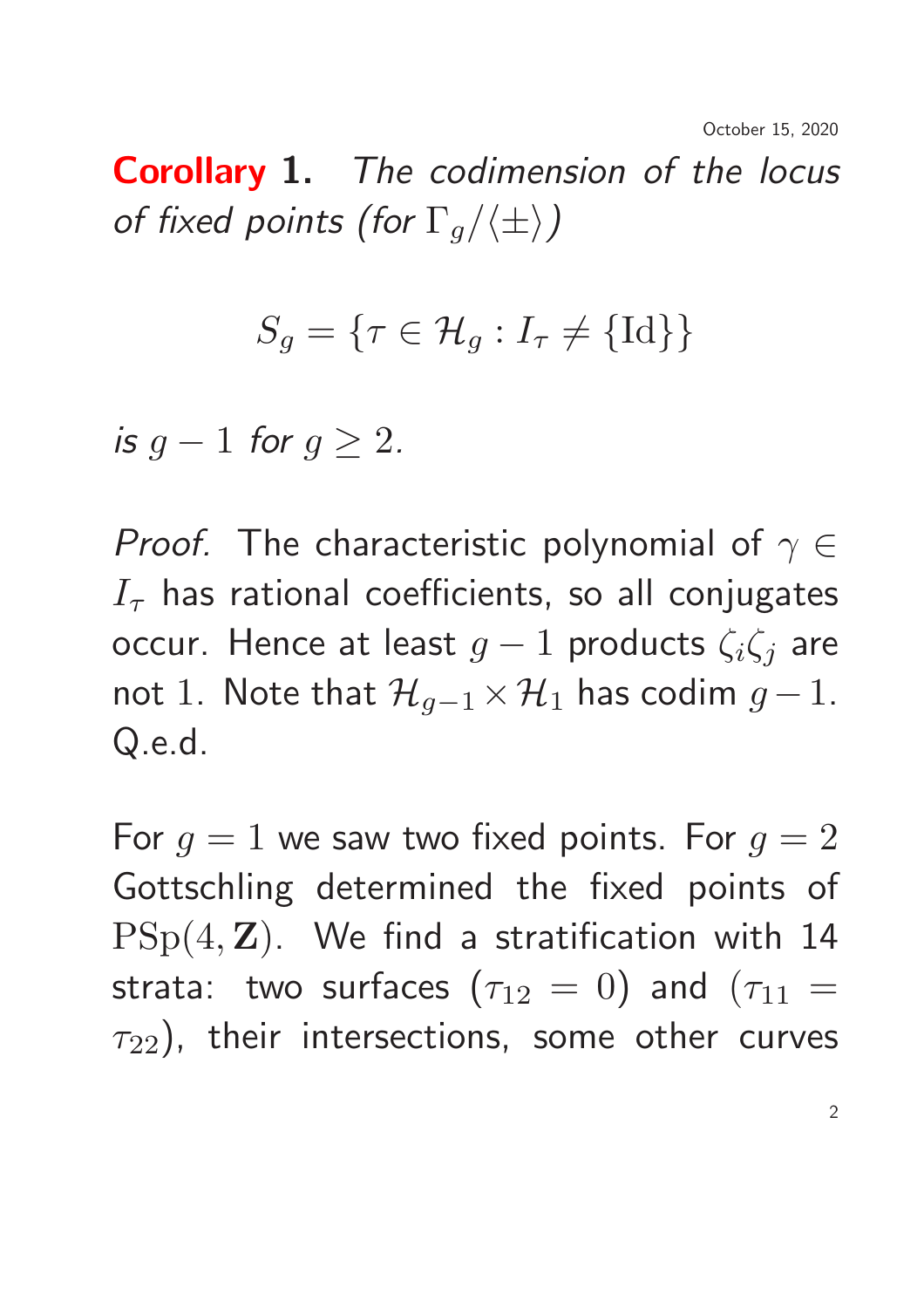**Corollary 1.** *The codimension of the locus of fixed points (for $\Gamma_g/\langle\pm\rangle$)*

$$S_g = \{\tau \in \mathcal{H}_g : I_\tau \neq \{\mathrm{Id}\}\}$$

*is $g-1$ for $g \geq 2$.*

*Proof.* The characteristic polynomial of $\gamma \in I_\tau$ has rational coefficients, so all conjugates occur. Hence at least $g-1$ products $\zeta_i\zeta_j$ are not $1$. Note that $\mathcal{H}_{g-1} \times \mathcal{H}_1$ has codim $g-1$. Q.e.d.

For $g = 1$ we saw two fixed points. For $g = 2$ Gottschling determined the fixed points of $\mathrm{PSp}(4, \mathbf{Z})$. We find a stratification with 14 strata: two surfaces ($\tau_{12} = 0$) and ($\tau_{11} = \tau_{22}$), their intersections, some other curves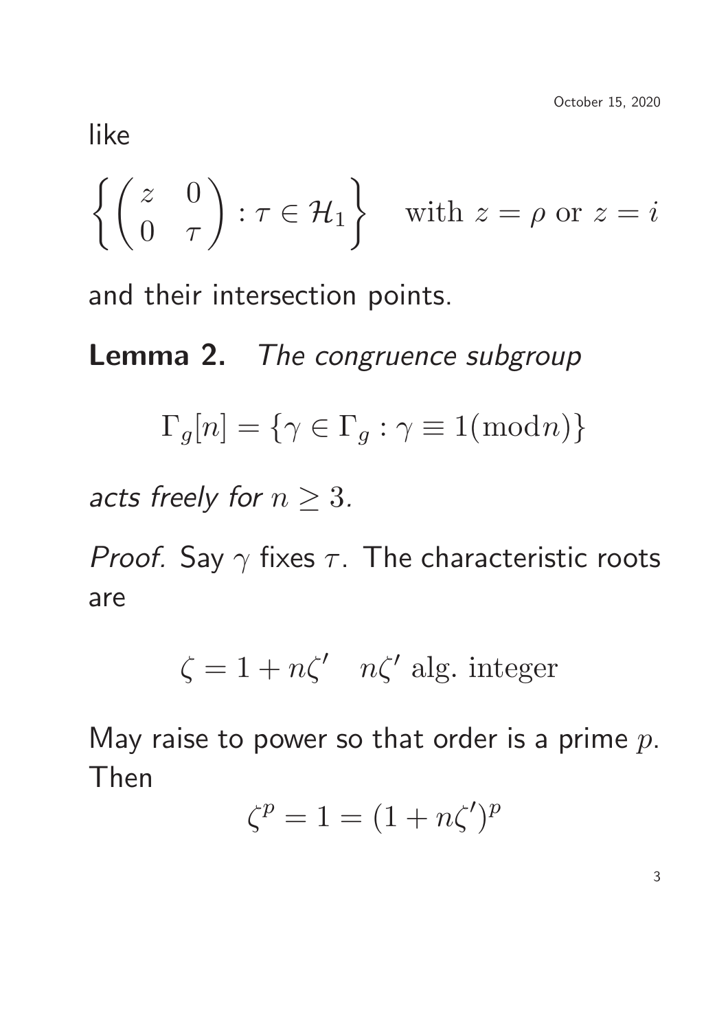like

$$\left\{ \begin{pmatrix} z & 0 \\ 0 & \tau \end{pmatrix} : \tau \in \mathcal{H}_1 \right\} \quad \text{with } z = \rho \text{ or } z = i$$

and their intersection points.

**Lemma 2.** *The congruence subgroup*

$$\Gamma_g[n] = \{\gamma \in \Gamma_g : \gamma \equiv 1 (\mathrm{mod} n)\}$$

*acts freely for $n \geq 3$.*

*Proof.* Say $\gamma$ fixes $\tau$. The characteristic roots are

$$\zeta = 1 + n\zeta' \quad n\zeta' \text{ alg. integer}$$

May raise to power so that order is a prime $p$. Then

$$\zeta^p = 1 = (1 + n\zeta')^p$$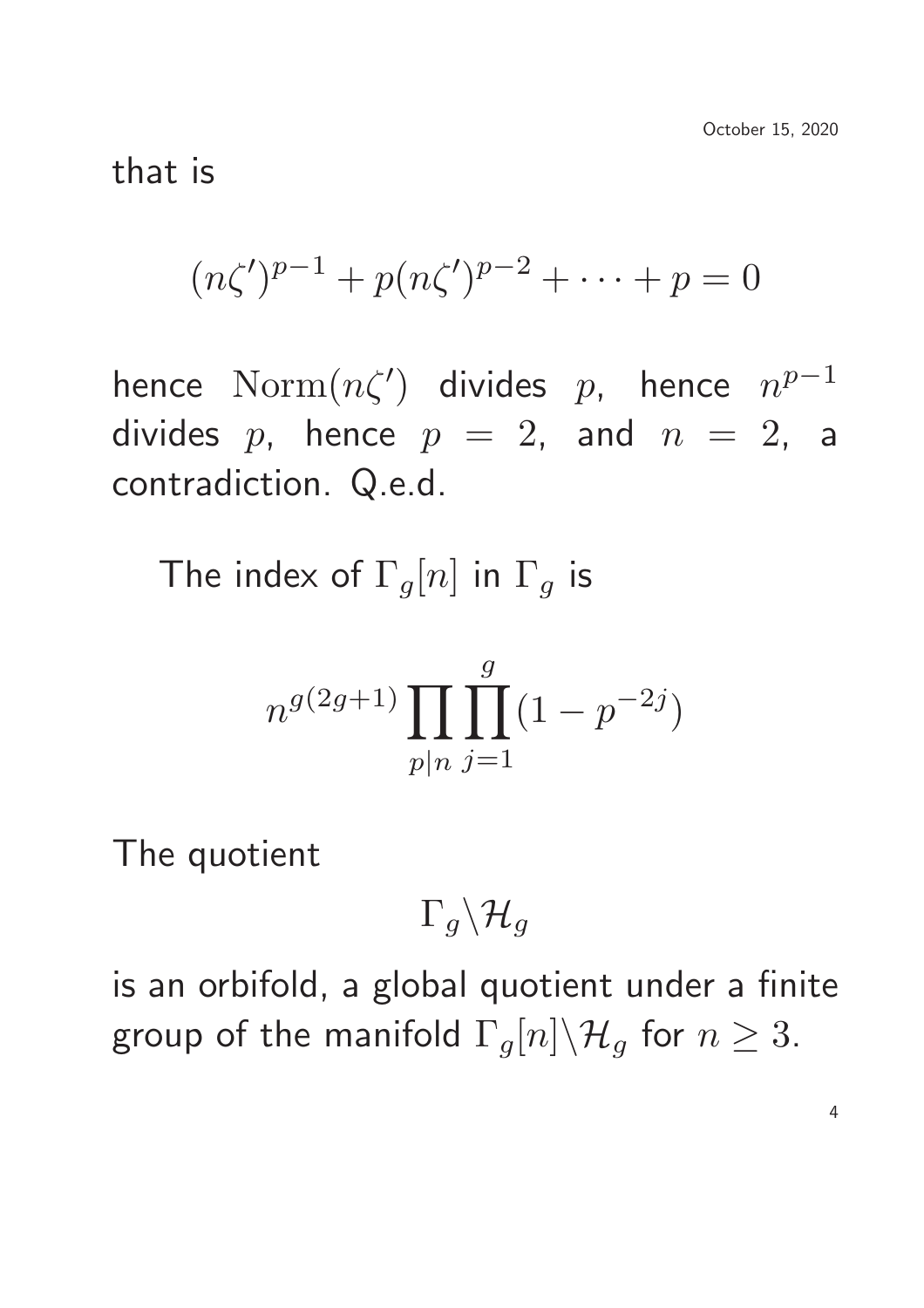that is

$$(n\zeta')^{p-1} + p(n\zeta')^{p-2} + \cdots + p = 0$$

hence $\mathrm{Norm}(n\zeta')$ divides $p$, hence $n^{p-1}$ divides $p$, hence $p = 2$, and $n = 2$, a contradiction. Q.e.d.

The index of $\Gamma_g[n]$ in $\Gamma_g$ is

$$n^{g(2g+1)} \prod_{p|n} \prod_{j=1}^{g} (1 - p^{-2j})$$

The quotient

$$\Gamma_g \backslash \mathcal{H}_g$$

is an orbifold, a global quotient under a finite group of the manifold $\Gamma_g[n] \backslash \mathcal{H}_g$ for $n \geq 3$.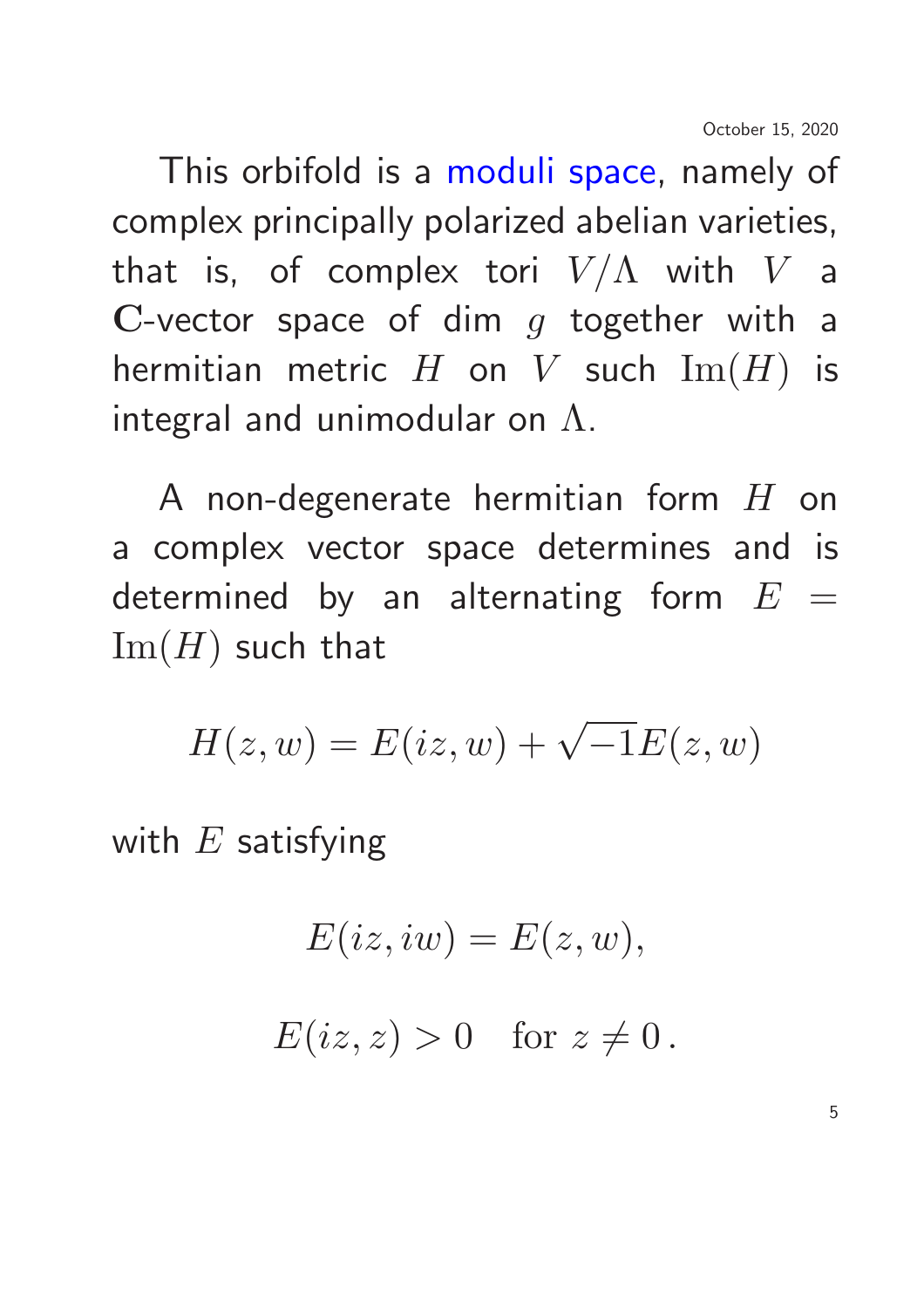This orbifold is a moduli space, namely of complex principally polarized abelian varieties, that is, of complex tori $V/\Lambda$ with $V$ a $\mathbf{C}$-vector space of dim $g$ together with a hermitian metric $H$ on $V$ such $\mathrm{Im}(H)$ is integral and unimodular on $\Lambda$.

A non-degenerate hermitian form $H$ on a complex vector space determines and is determined by an alternating form $E = \mathrm{Im}(H)$ such that

$$H(z,w) = E(iz,w) + \sqrt{-1}E(z,w)$$

with $E$ satisfying

$$E(iz,iw) = E(z,w),$$

$$E(iz,z) > 0 \quad \text{for } z \neq 0\,.$$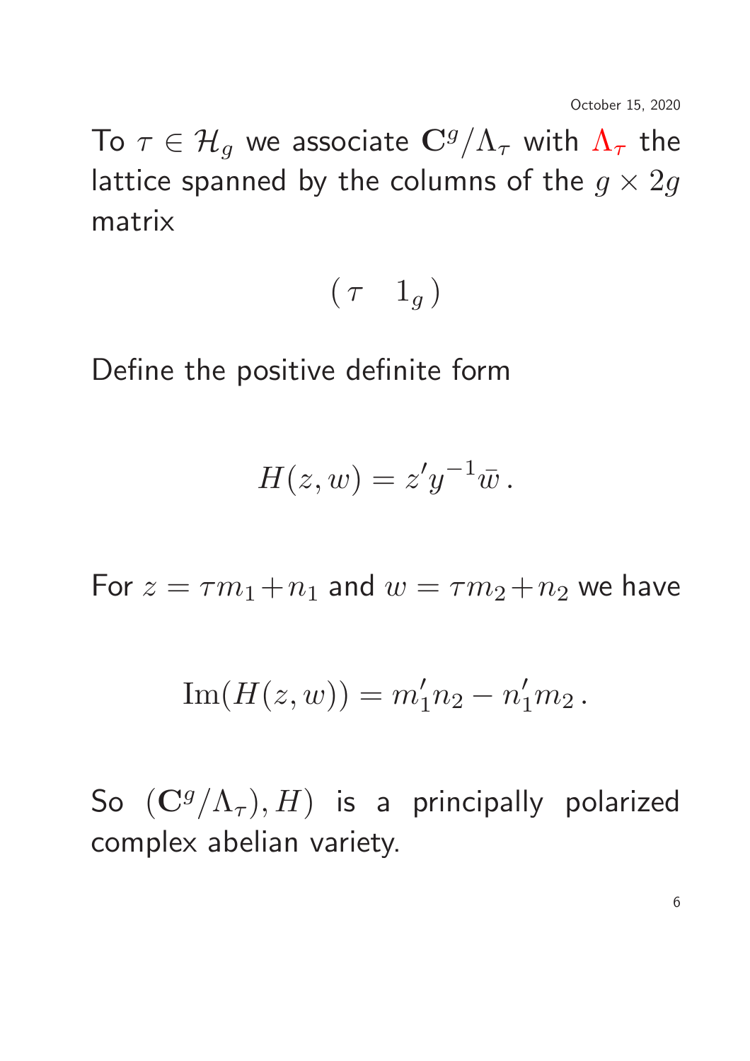To $\tau \in \mathcal{H}_g$ we associate $\mathbf{C}^g/\Lambda_\tau$ with $\Lambda_\tau$ the lattice spanned by the columns of the $g \times 2g$ matrix

$$( \tau \quad 1_g )$$

Define the positive definite form

$$H(z,w) = z' y^{-1} \bar{w} \,.$$

For $z = \tau m_1 + n_1$ and $w = \tau m_2 + n_2$ we have

$$\mathrm{Im}(H(z,w)) = m_1' n_2 - n_1' m_2 \,.$$

So $(\mathbf{C}^g/\Lambda_\tau), H)$ is a principally polarized complex abelian variety.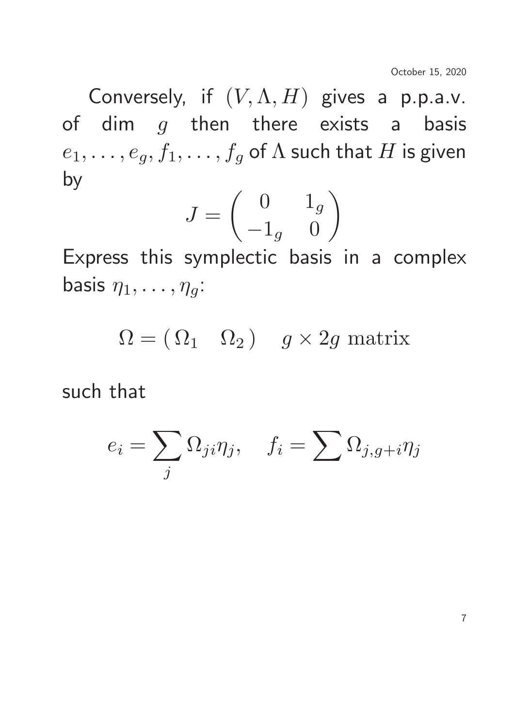Conversely, if $(V, \Lambda, H)$ gives a p.p.a.v. of dim $g$ then there exists a basis $e_1, \ldots, e_g, f_1, \ldots, f_g$ of $\Lambda$ such that $H$ is given by

$$J = \begin{pmatrix} 0 & 1_g \\ -1_g & 0 \end{pmatrix}$$

Express this symplectic basis in a complex basis $\eta_1, \ldots, \eta_g$:

$$\Omega = \begin{pmatrix} \Omega_1 & \Omega_2 \end{pmatrix} \quad g \times 2g \text{ matrix}$$

such that

$$e_i = \sum_j \Omega_{ji} \eta_j, \quad f_i = \sum \Omega_{j,g+i} \eta_j$$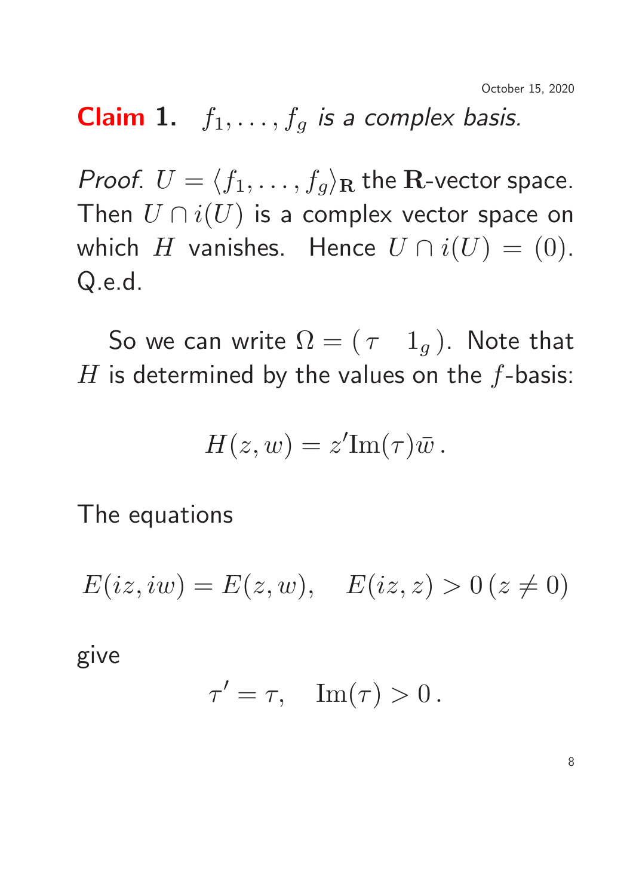**Claim 1.** *$f_1, \ldots, f_g$ is a complex basis.*

*Proof.* $U = \langle f_1, \ldots, f_g \rangle_{\mathbf{R}}$ the $\mathbf{R}$-vector space. Then $U \cap i(U)$ is a complex vector space on which $H$ vanishes. Hence $U \cap i(U) = (0)$. Q.e.d.

So we can write $\Omega = (\,\tau \quad 1_g\,)$. Note that $H$ is determined by the values on the $f$-basis:

$$H(z, w) = z' \mathrm{Im}(\tau) \bar{w}\,.$$

The equations

$$E(iz, iw) = E(z, w), \quad E(iz, z) > 0\,(z \neq 0)$$

give

$$\tau' = \tau, \quad \mathrm{Im}(\tau) > 0\,.$$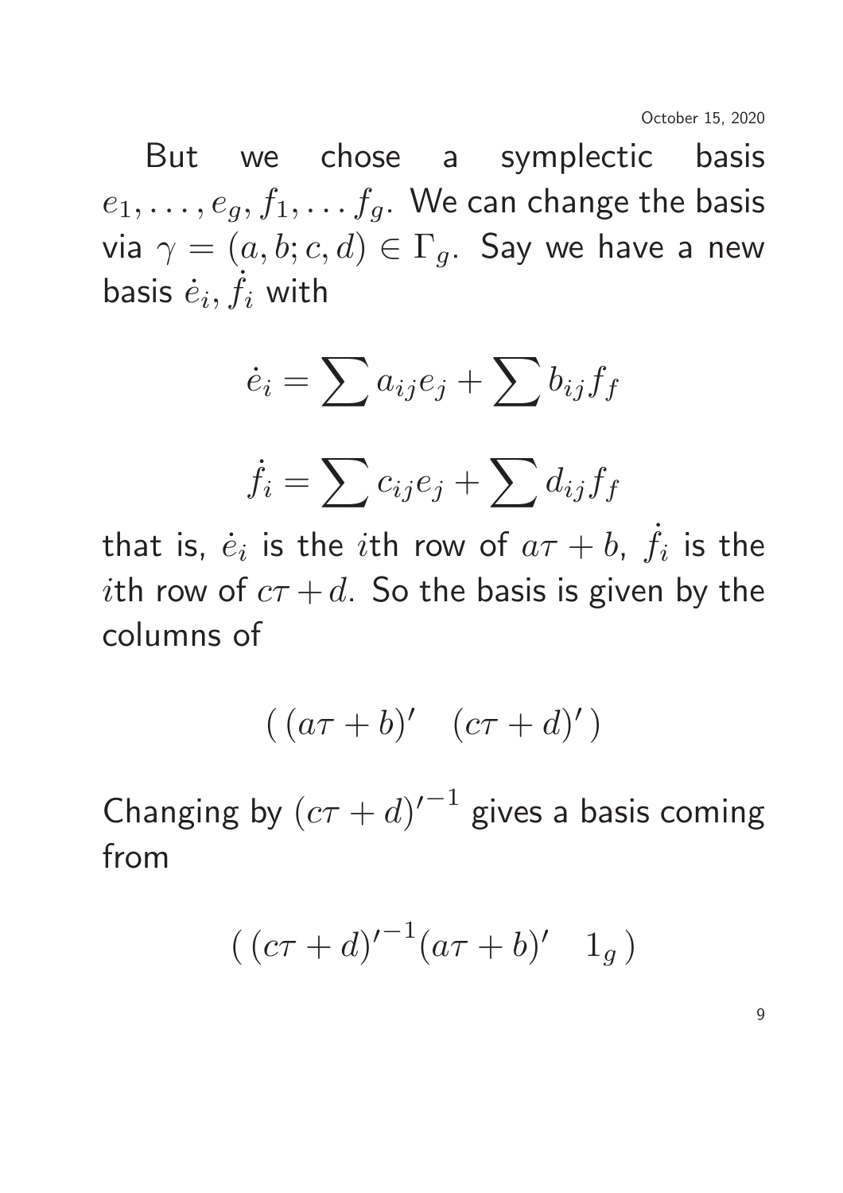But we chose a symplectic basis $e_1, \ldots, e_g, f_1, \ldots f_g$. We can change the basis via $\gamma = (a, b; c, d) \in \Gamma_g$. Say we have a new basis $\dot{e}_i, \dot{f}_i$ with

$$\dot{e}_i = \sum a_{ij} e_j + \sum b_{ij} f_f$$

$$\dot{f}_i = \sum c_{ij} e_j + \sum d_{ij} f_f$$

that is, $\dot{e}_i$ is the $i$th row of $a\tau + b$, $\dot{f}_i$ is the $i$th row of $c\tau + d$. So the basis is given by the columns of

$$(\,(a\tau + b)' \quad (c\tau + d)'\,)$$

Changing by ${(c\tau + d)'}^{-1}$ gives a basis coming from

$$(\,{(c\tau + d)'}^{-1}(a\tau + b)' \quad 1_g\,)$$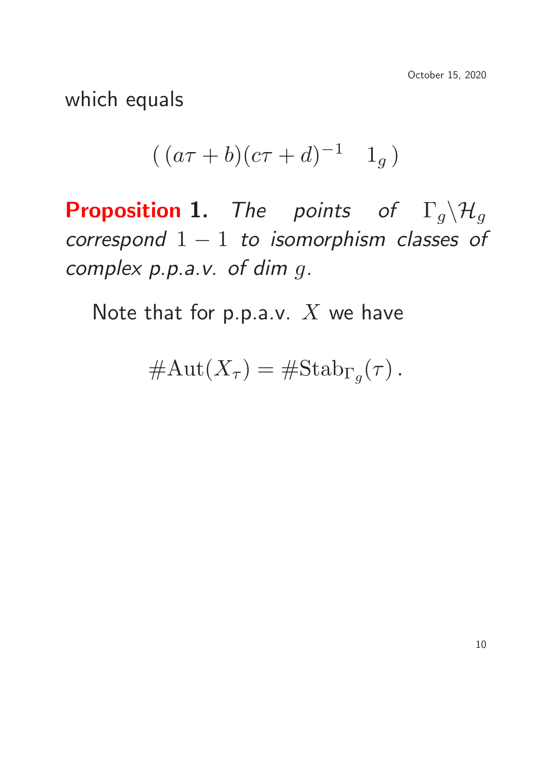which equals

$$( (a\tau + b)(c\tau + d)^{-1} \quad 1_g )$$

**Proposition 1.** *The points of $\Gamma_g \backslash \mathcal{H}_g$ correspond $1-1$ to isomorphism classes of complex p.p.a.v. of dim $g$.*

Note that for p.p.a.v. $X$ we have

$$\#\mathrm{Aut}(X_\tau) = \#\mathrm{Stab}_{\Gamma_g}(\tau)\,.$$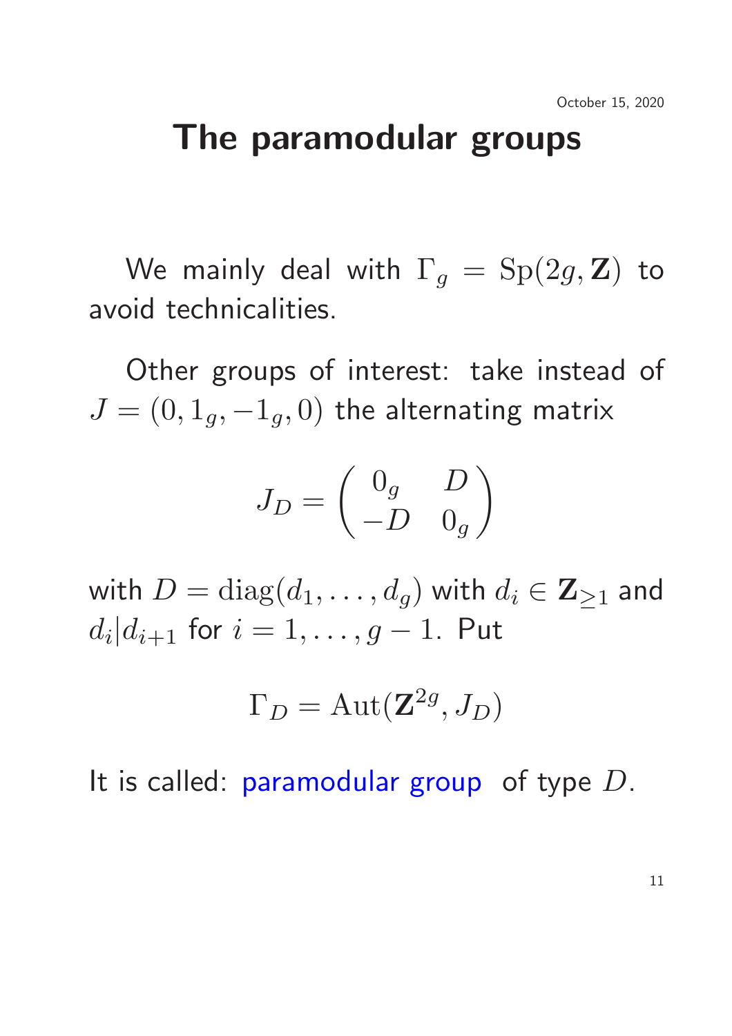# The paramodular groups

We mainly deal with $\Gamma_g = \mathrm{Sp}(2g, \mathbf{Z})$ to avoid technicalities.

Other groups of interest: take instead of $J = (0, 1_g, -1_g, 0)$ the alternating matrix

$$J_D = \begin{pmatrix} 0_g & D \\ -D & 0_g \end{pmatrix}$$

with $D = \mathrm{diag}(d_1, \ldots, d_g)$ with $d_i \in \mathbf{Z}_{\geq 1}$ and $d_i | d_{i+1}$ for $i = 1, \ldots, g-1$. Put

$$\Gamma_D = \mathrm{Aut}(\mathbf{Z}^{2g}, J_D)$$

It is called: paramodular group of type $D$.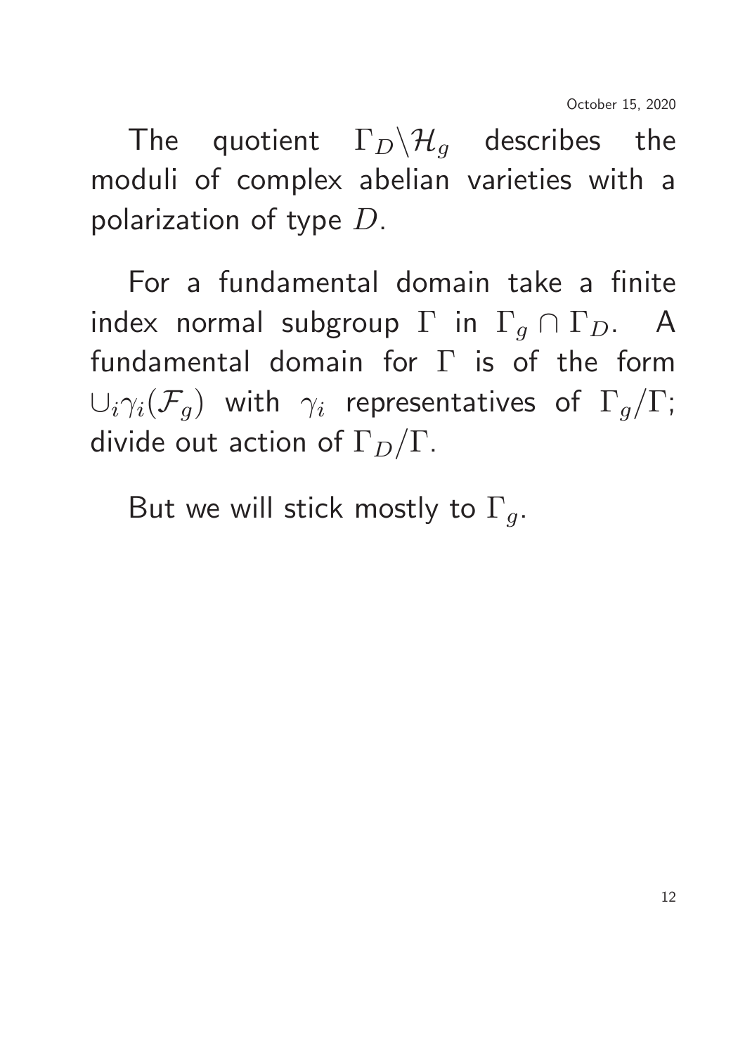The quotient $\Gamma_D \backslash \mathcal{H}_g$ describes the moduli of complex abelian varieties with a polarization of type $D$.

For a fundamental domain take a finite index normal subgroup $\Gamma$ in $\Gamma_g \cap \Gamma_D$. A fundamental domain for $\Gamma$ is of the form $\cup_i \gamma_i(\mathcal{F}_g)$ with $\gamma_i$ representatives of $\Gamma_g/\Gamma$; divide out action of $\Gamma_D/\Gamma$.

But we will stick mostly to $\Gamma_g$.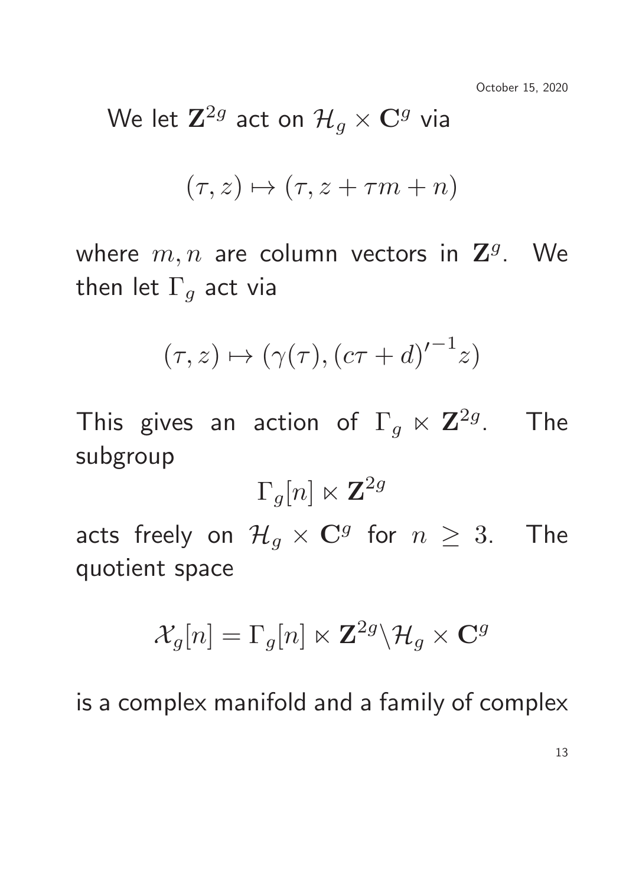We let $\mathbf{Z}^{2g}$ act on $\mathcal{H}_g \times \mathbf{C}^g$ via

$$(\tau, z) \mapsto (\tau, z + \tau m + n)$$

where $m, n$ are column vectors in $\mathbf{Z}^g$. We then let $\Gamma_g$ act via

$$(\tau, z) \mapsto (\gamma(\tau), (c\tau + d)'^{-1} z)$$

This gives an action of $\Gamma_g \ltimes \mathbf{Z}^{2g}$. The subgroup

$$\Gamma_g[n] \ltimes \mathbf{Z}^{2g}$$

acts freely on $\mathcal{H}_g \times \mathbf{C}^g$ for $n \geq 3$. The quotient space

$$\mathcal{X}_g[n] = \Gamma_g[n] \ltimes \mathbf{Z}^{2g} \backslash \mathcal{H}_g \times \mathbf{C}^g$$

is a complex manifold and a family of complex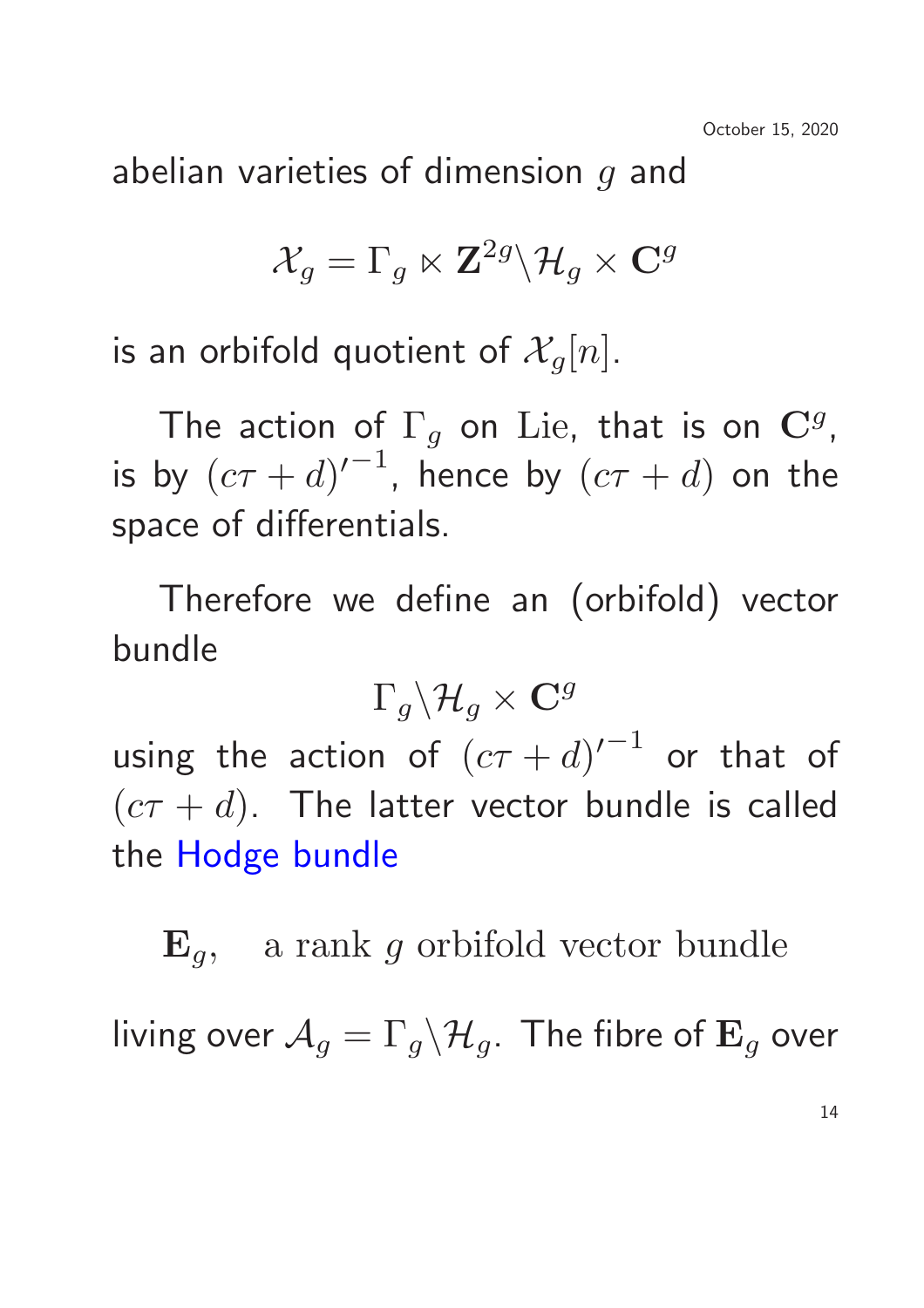abelian varieties of dimension $g$ and

$$\mathcal{X}_g = \Gamma_g \ltimes \mathbf{Z}^{2g} \backslash \mathcal{H}_g \times \mathbf{C}^g$$

is an orbifold quotient of $\mathcal{X}_g[n]$.

The action of $\Gamma_g$ on $\mathrm{Lie}$, that is on $\mathbf{C}^g$, is by ${(c\tau+d)'}^{-1}$, hence by $(c\tau+d)$ on the space of differentials.

Therefore we define an (orbifold) vector bundle

$$\Gamma_g \backslash \mathcal{H}_g \times \mathbf{C}^g$$

using the action of ${(c\tau+d)'}^{-1}$ or that of $(c\tau+d)$. The latter vector bundle is called the Hodge bundle

$$\mathbf{E}_g, \quad \text{a rank } g \text{ orbifold vector bundle}$$

living over $\mathcal{A}_g = \Gamma_g \backslash \mathcal{H}_g$. The fibre of $\mathbf{E}_g$ over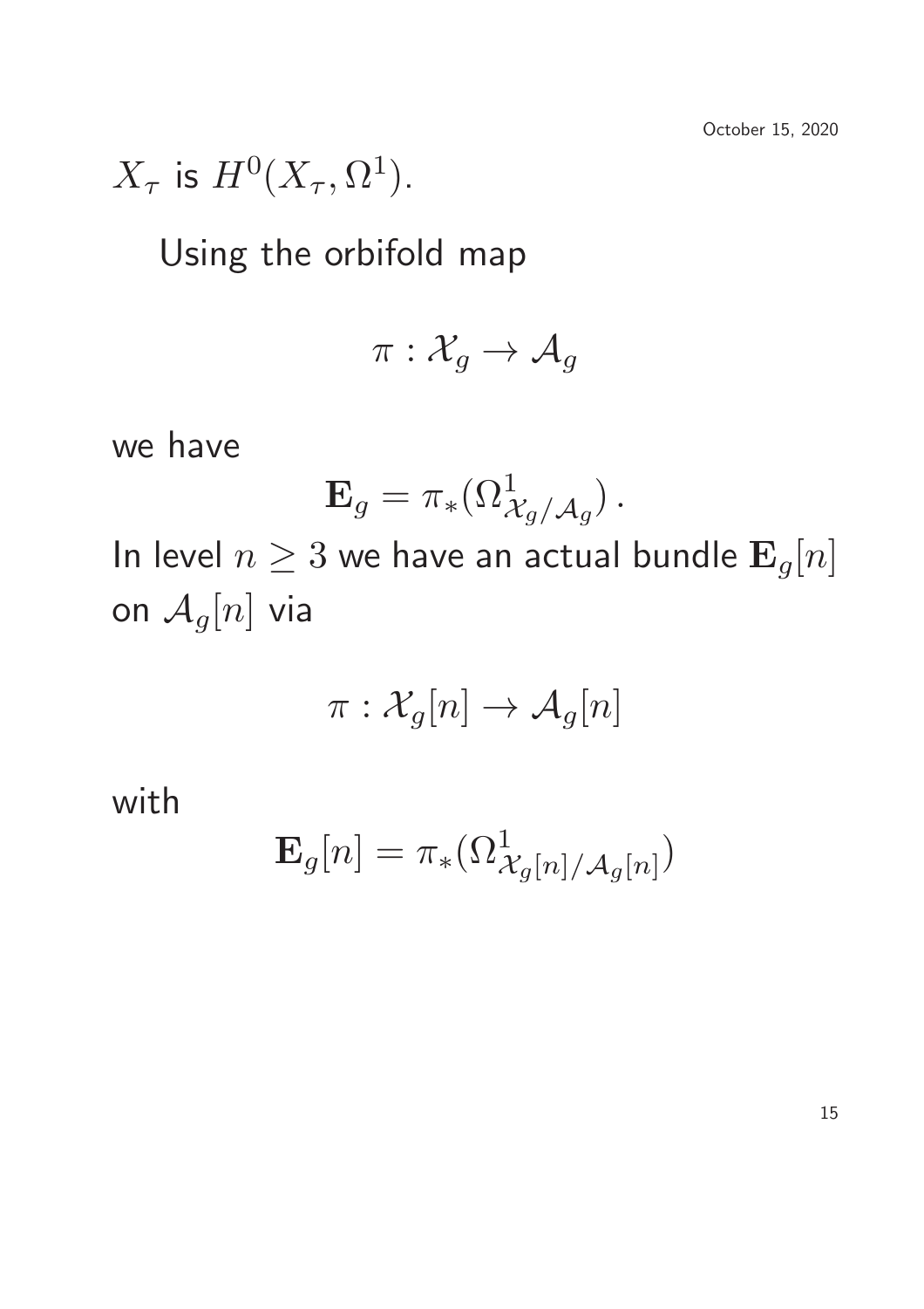$X_\tau$ is $H^0(X_\tau, \Omega^1)$.

Using the orbifold map

$$\pi : \mathcal{X}_g \to \mathcal{A}_g$$

we have

$$\mathbf{E}_g = \pi_*(\Omega^1_{\mathcal{X}_g/\mathcal{A}_g}) \, .$$

In level $n \geq 3$ we have an actual bundle $\mathbf{E}_g[n]$ on $\mathcal{A}_g[n]$ via

$$\pi : \mathcal{X}_g[n] \to \mathcal{A}_g[n]$$

with

$$\mathbf{E}_g[n] = \pi_*(\Omega^1_{\mathcal{X}_g[n]/\mathcal{A}_g[n]})$$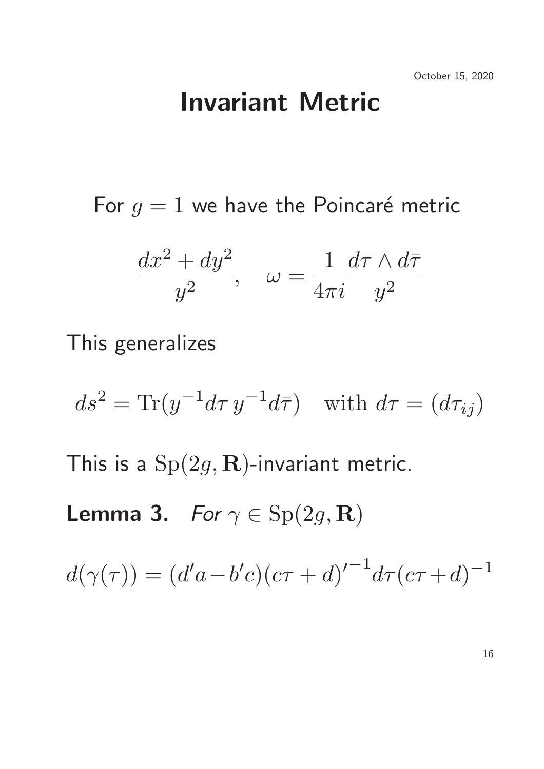# Invariant Metric

For $g = 1$ we have the Poincaré metric

$$\frac{dx^2 + dy^2}{y^2}, \quad \omega = \frac{1}{4\pi i}\frac{d\tau \wedge d\bar{\tau}}{y^2}$$

This generalizes

$$ds^2 = \mathrm{Tr}(y^{-1}d\tau\, y^{-1}d\bar{\tau}) \quad \text{with } d\tau = (d\tau_{ij})$$

This is a $\mathrm{Sp}(2g, \mathbf{R})$-invariant metric.

**Lemma 3.** *For* $\gamma \in \mathrm{Sp}(2g, \mathbf{R})$

$$d(\gamma(\tau)) = (d'a - b'c)(c\tau + d)'^{-1} d\tau (c\tau + d)^{-1}$$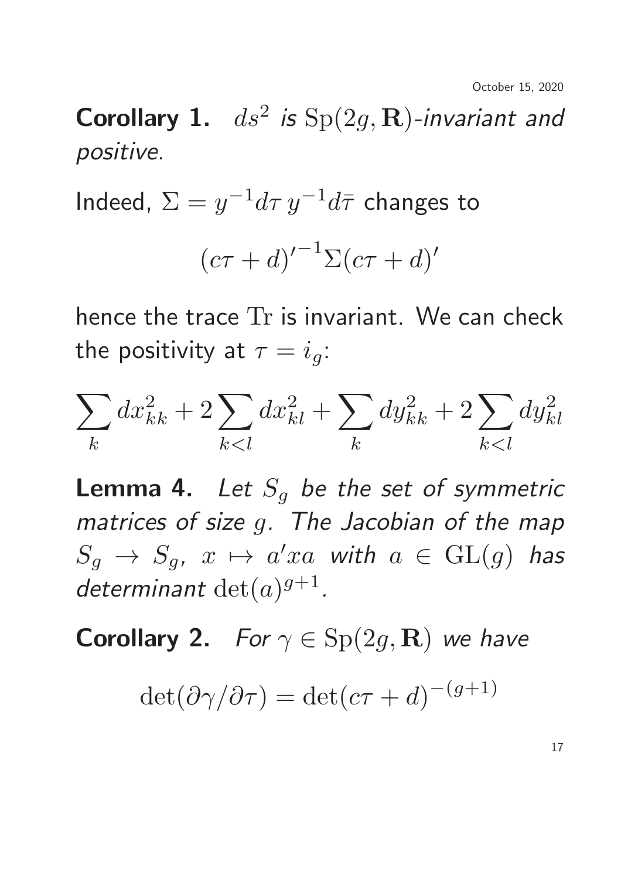**Corollary 1.** *$ds^2$ is $\mathrm{Sp}(2g, \mathbf{R})$-invariant and positive.*

Indeed, $\Sigma = y^{-1}d\tau\, y^{-1}d\bar{\tau}$ changes to

$$(c\tau + d)'^{-1}\Sigma(c\tau + d)'$$

hence the trace $\mathrm{Tr}$ is invariant. We can check the positivity at $\tau = i_g$:

$$\sum_k dx_{kk}^2 + 2\sum_{k<l} dx_{kl}^2 + \sum_k dy_{kk}^2 + 2\sum_{k<l} dy_{kl}^2$$

**Lemma 4.** *Let $S_g$ be the set of symmetric matrices of size $g$. The Jacobian of the map $S_g \to S_g$, $x \mapsto a'xa$ with $a \in \mathrm{GL}(g)$ has determinant $\det(a)^{g+1}$.*

**Corollary 2.** *For $\gamma \in \mathrm{Sp}(2g, \mathbf{R})$ we have*

$$\det(\partial\gamma/\partial\tau) = \det(c\tau + d)^{-(g+1)}$$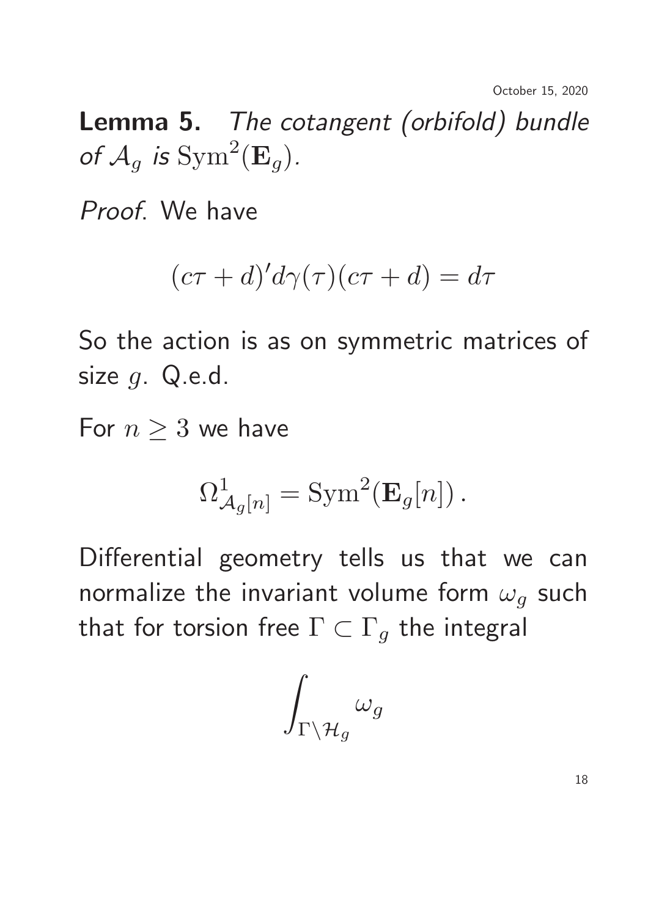**Lemma 5.** *The cotangent (orbifold) bundle of $\mathcal{A}_g$ is $\mathrm{Sym}^2(\mathbf{E}_g)$.*

*Proof.* We have

$$(c\tau + d)' d\gamma(\tau)(c\tau + d) = d\tau$$

So the action is as on symmetric matrices of size $g$. Q.e.d.

For $n \geq 3$ we have

$$\Omega^1_{\mathcal{A}_g[n]} = \mathrm{Sym}^2(\mathbf{E}_g[n])\,.$$

Differential geometry tells us that we can normalize the invariant volume form $\omega_g$ such that for torsion free $\Gamma \subset \Gamma_g$ the integral

$$\int_{\Gamma \backslash \mathcal{H}_g} \omega_g$$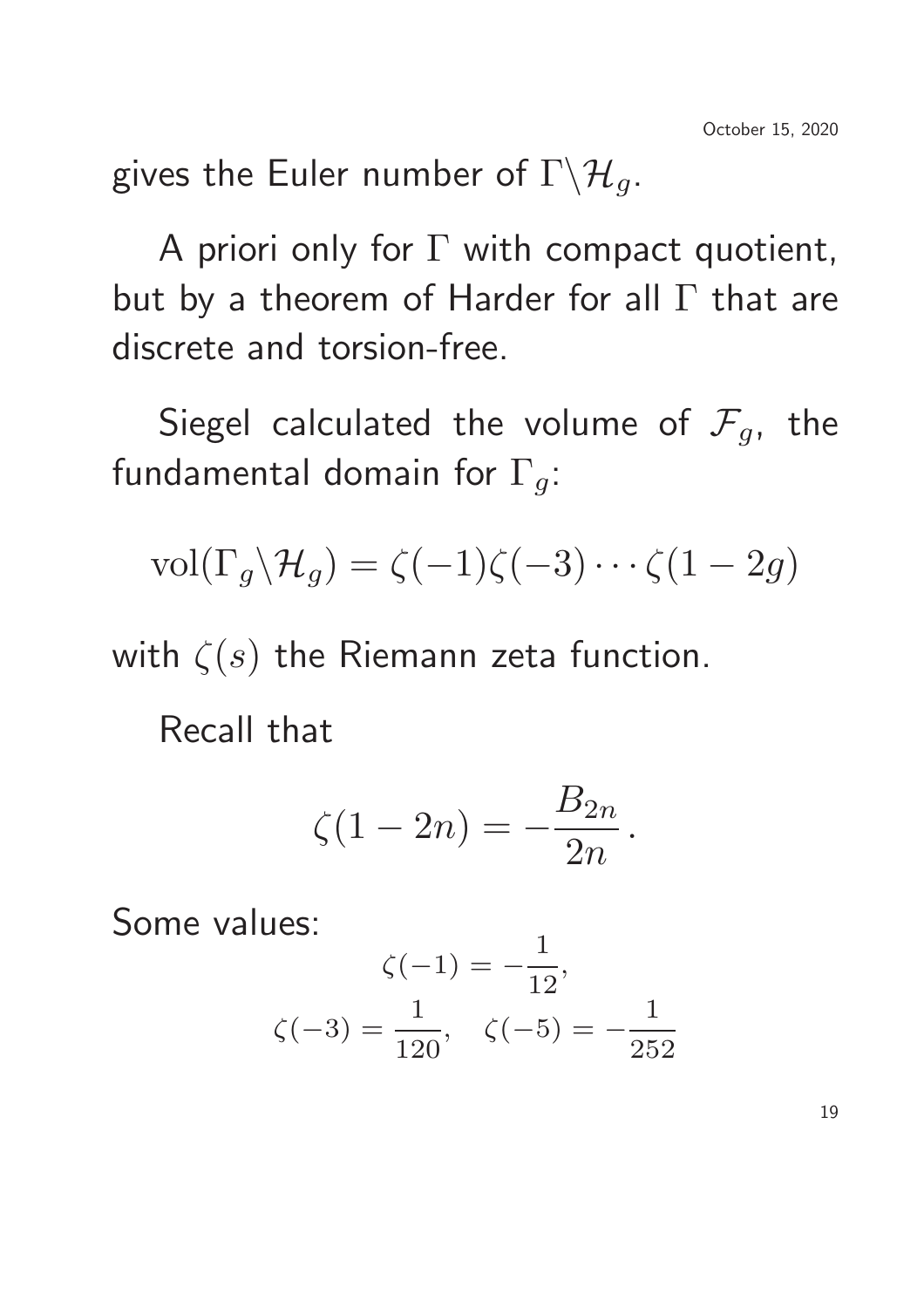gives the Euler number of $\Gamma\backslash\mathcal{H}_g$.

A priori only for $\Gamma$ with compact quotient, but by a theorem of Harder for all $\Gamma$ that are discrete and torsion-free.

Siegel calculated the volume of $\mathcal{F}_g$, the fundamental domain for $\Gamma_g$:

$$\mathrm{vol}(\Gamma_g\backslash\mathcal{H}_g) = \zeta(-1)\zeta(-3)\cdots\zeta(1-2g)$$

with $\zeta(s)$ the Riemann zeta function.

Recall that

$$\zeta(1-2n) = -\frac{B_{2n}}{2n}\,.$$

Some values:

$$\zeta(-1) = -\frac{1}{12},$$

$$\zeta(-3) = \frac{1}{120}, \quad \zeta(-5) = -\frac{1}{252}$$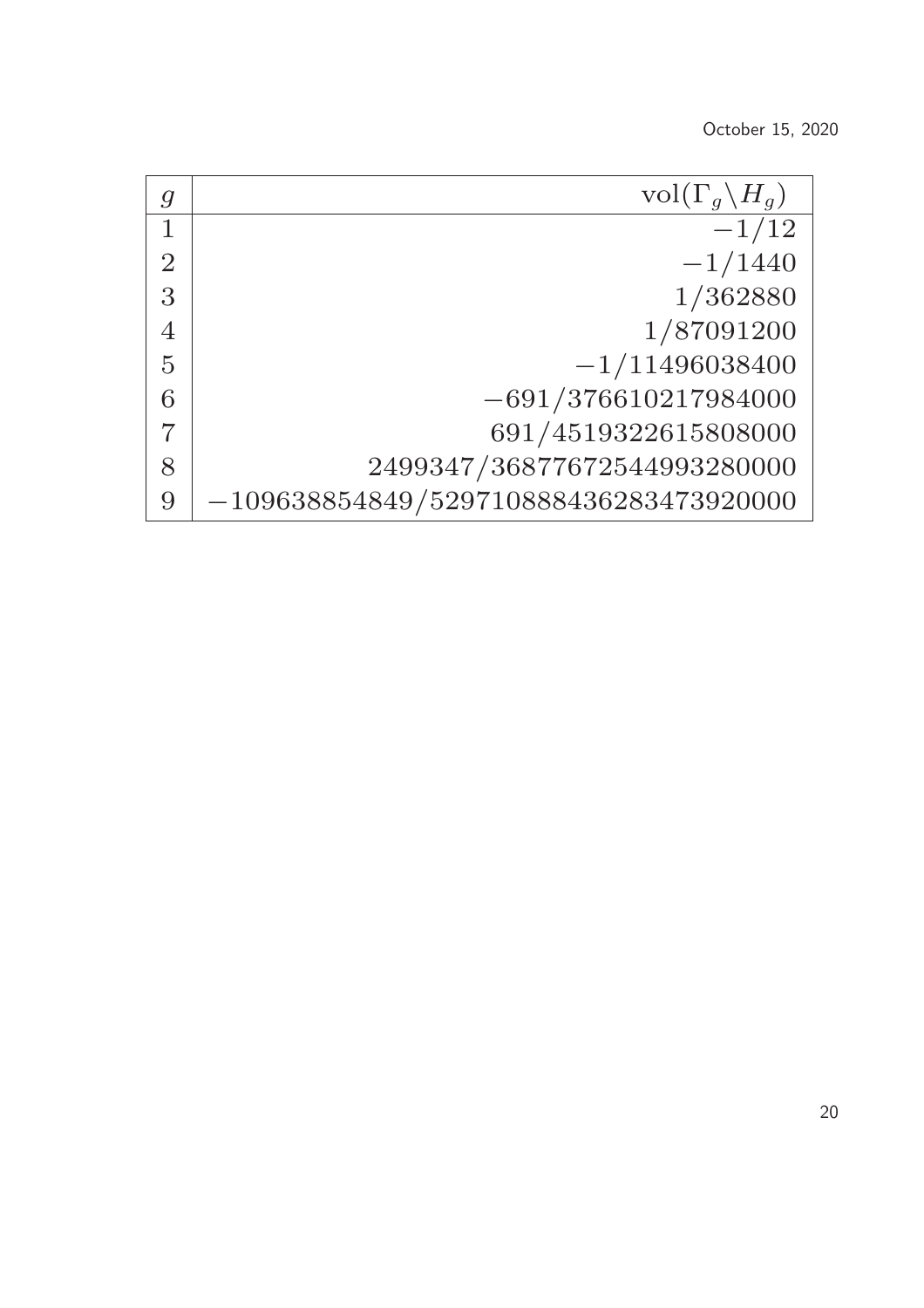| $g$ | $\mathrm{vol}(\Gamma_g \backslash H_g)$ |
|---|---:|
| 1 | $-1/12$ |
| 2 | $-1/1440$ |
| 3 | $1/362880$ |
| 4 | $1/87091200$ |
| 5 | $-1/11496038400$ |
| 6 | $-691/376610217984000$ |
| 7 | $691/4519322615808000$ |
| 8 | $2499347/36877672544993280000$ |
| 9 | $-109638854849/5297108884362834739 20000$ |

| $g$ | $\mathrm{vol}(\Gamma_g \backslash H_g)$ |
|---|---:|
| 1 | $-1/12$ |
| 2 | $-1/1440$ |
| 3 | $1/362880$ |
| 4 | $1/87091200$ |
| 5 | $-1/11496038400$ |
| 6 | $-691/376610217984000$ |
| 7 | $691/4519322615808000$ |
| 8 | $2499347/36877672544993280000$ |
| 9 | $-109638854849/529710888436283473920000$ |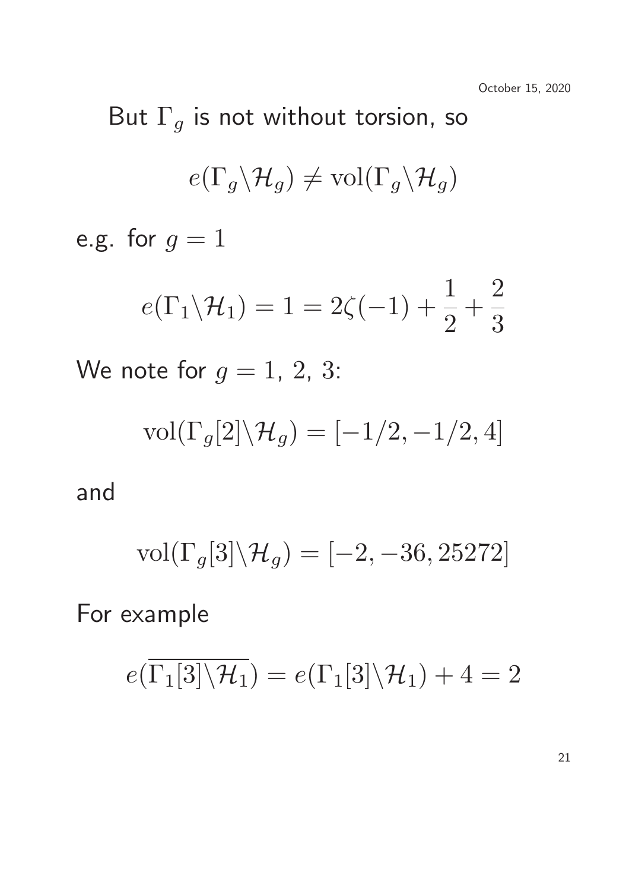But $\Gamma_g$ is not without torsion, so

$$e(\Gamma_g \backslash \mathcal{H}_g) \neq \mathrm{vol}(\Gamma_g \backslash \mathcal{H}_g)$$

e.g. for $g = 1$

$$e(\Gamma_1 \backslash \mathcal{H}_1) = 1 = 2\zeta(-1) + \frac{1}{2} + \frac{2}{3}$$

We note for $g = 1, 2, 3$:

$$\mathrm{vol}(\Gamma_g[2] \backslash \mathcal{H}_g) = [-1/2, -1/2, 4]$$

and

$$\mathrm{vol}(\Gamma_g[3] \backslash \mathcal{H}_g) = [-2, -36, 25272]$$

For example

$$e(\overline{\Gamma_1[3] \backslash \mathcal{H}_1}) = e(\Gamma_1[3] \backslash \mathcal{H}_1) + 4 = 2$$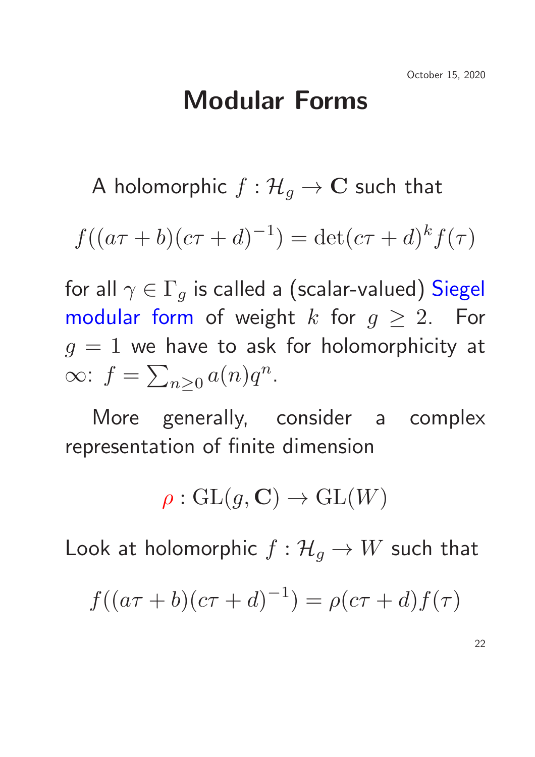# Modular Forms

A holomorphic $f : \mathcal{H}_g \to \mathbf{C}$ such that

$$f((a\tau + b)(c\tau + d)^{-1}) = \det(c\tau + d)^k f(\tau)$$

for all $\gamma \in \Gamma_g$ is called a (scalar-valued) Siegel modular form of weight $k$ for $g \geq 2$. For $g = 1$ we have to ask for holomorphicity at $\infty$: $f = \sum_{n \geq 0} a(n) q^n$.

More generally, consider a complex representation of finite dimension

$$\rho : \mathrm{GL}(g, \mathbf{C}) \to \mathrm{GL}(W)$$

Look at holomorphic $f : \mathcal{H}_g \to W$ such that

$$f((a\tau + b)(c\tau + d)^{-1}) = \rho(c\tau + d) f(\tau)$$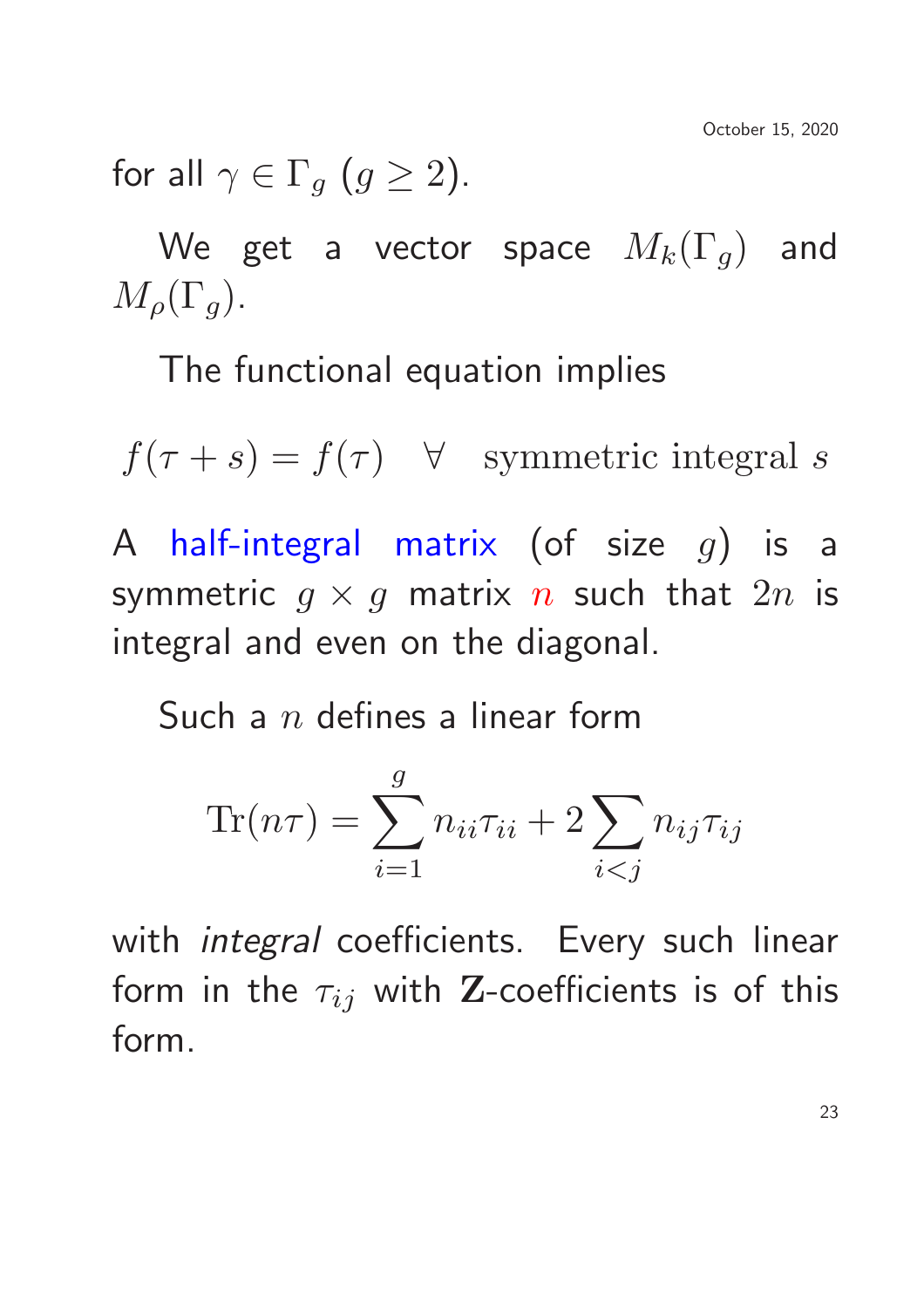for all $\gamma \in \Gamma_g$ ($g \geq 2$).

We get a vector space $M_k(\Gamma_g)$ and $M_\rho(\Gamma_g)$.

The functional equation implies

$$f(\tau + s) = f(\tau) \quad \forall \quad \text{symmetric integral } s$$

A half-integral matrix (of size $g$) is a symmetric $g \times g$ matrix $n$ such that $2n$ is integral and even on the diagonal.

Such a $n$ defines a linear form

$$\mathrm{Tr}(n\tau) = \sum_{i=1}^{g} n_{ii}\tau_{ii} + 2\sum_{i<j} n_{ij}\tau_{ij}$$

with *integral* coefficients. Every such linear form in the $\tau_{ij}$ with $\mathbf{Z}$-coefficients is of this form.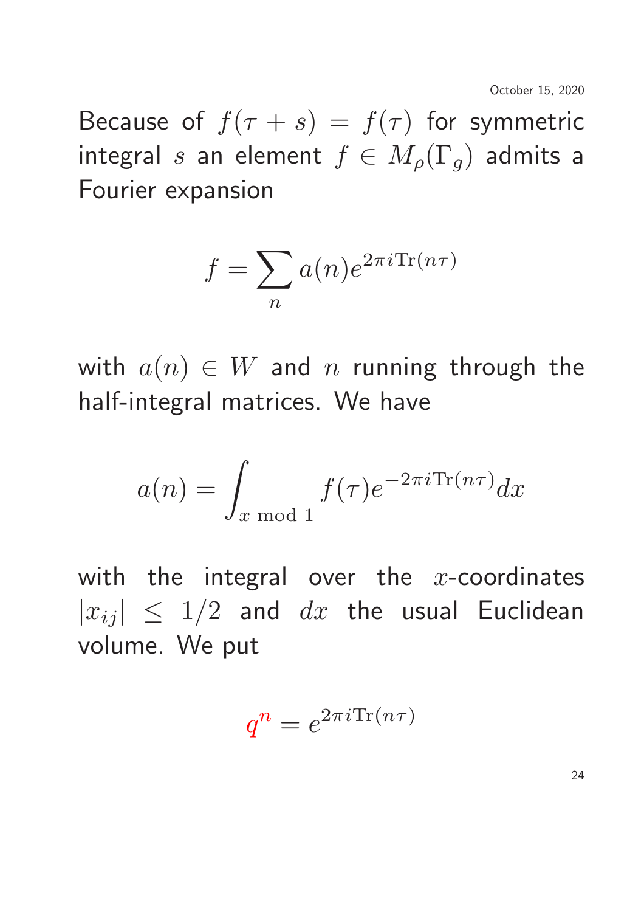Because of $f(\tau + s) = f(\tau)$ for symmetric integral $s$ an element $f \in M_\rho(\Gamma_g)$ admits a Fourier expansion

$$f = \sum_n a(n) e^{2\pi i \mathrm{Tr}(n\tau)}$$

with $a(n) \in W$ and $n$ running through the half-integral matrices. We have

$$a(n) = \int_{x \bmod 1} f(\tau) e^{-2\pi i \mathrm{Tr}(n\tau)} dx$$

with the integral over the $x$-coordinates $|x_{ij}| \leq 1/2$ and $dx$ the usual Euclidean volume. We put

$$q^n = e^{2\pi i \mathrm{Tr}(n\tau)}$$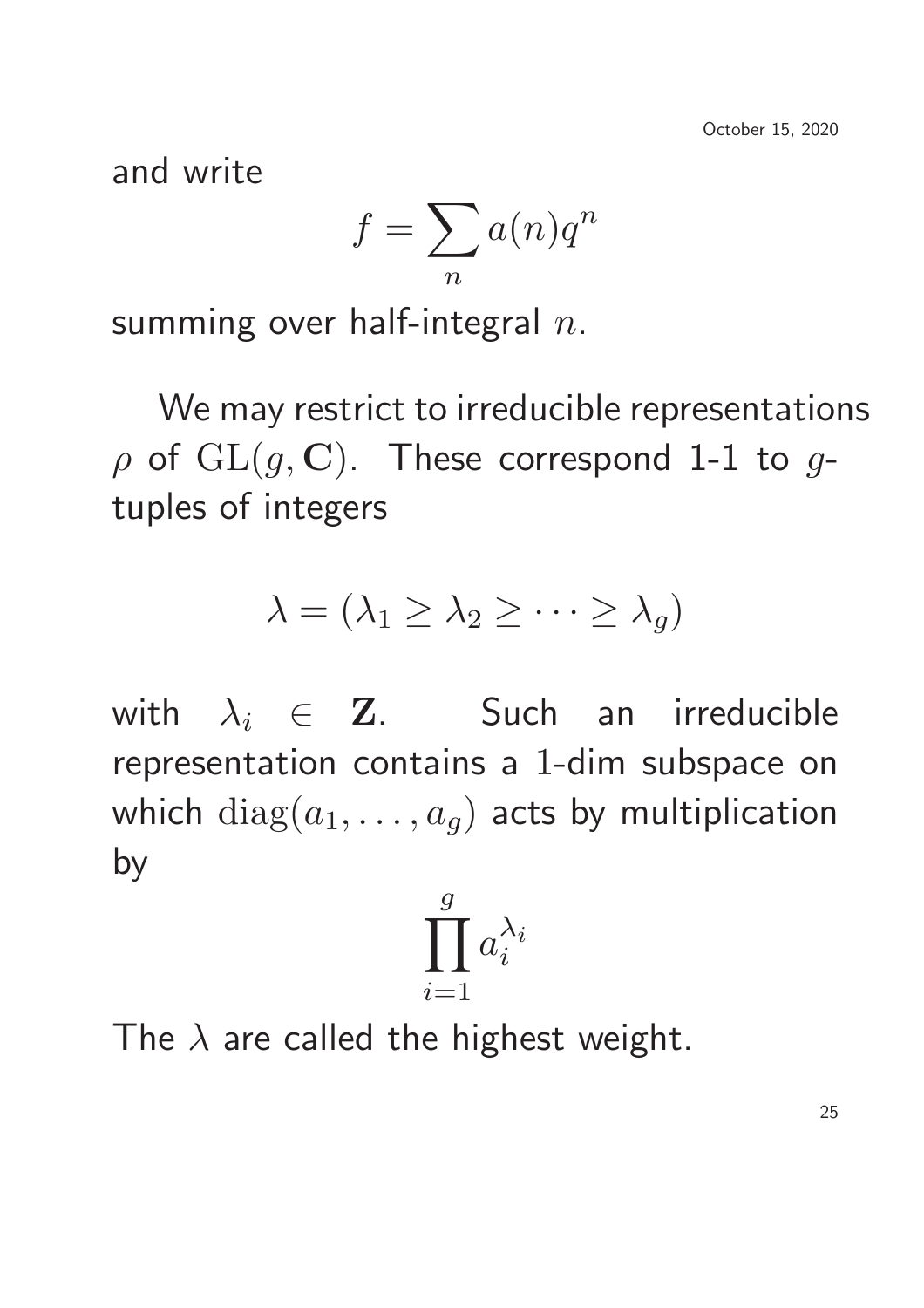and write

$$f = \sum_{n} a(n) q^n$$

summing over half-integral $n$.

We may restrict to irreducible representations $\rho$ of $\mathrm{GL}(g, \mathbf{C})$. These correspond 1-1 to $g$-tuples of integers

$$\lambda = (\lambda_1 \geq \lambda_2 \geq \cdots \geq \lambda_g)$$

with $\lambda_i \in \mathbf{Z}$. Such an irreducible representation contains a 1-dim subspace on which $\mathrm{diag}(a_1, \ldots, a_g)$ acts by multiplication by

$$\prod_{i=1}^{g} a_i^{\lambda_i}$$

The $\lambda$ are called the highest weight.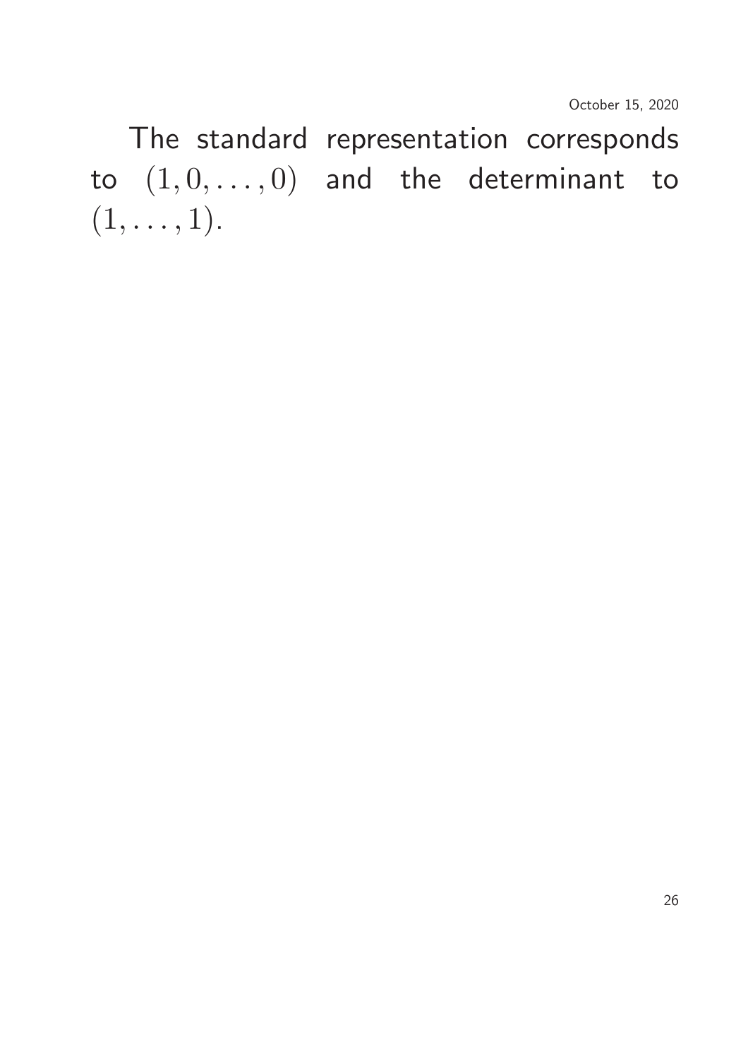The standard representation corresponds to $(1, 0, \ldots, 0)$ and the determinant to $(1, \ldots, 1)$.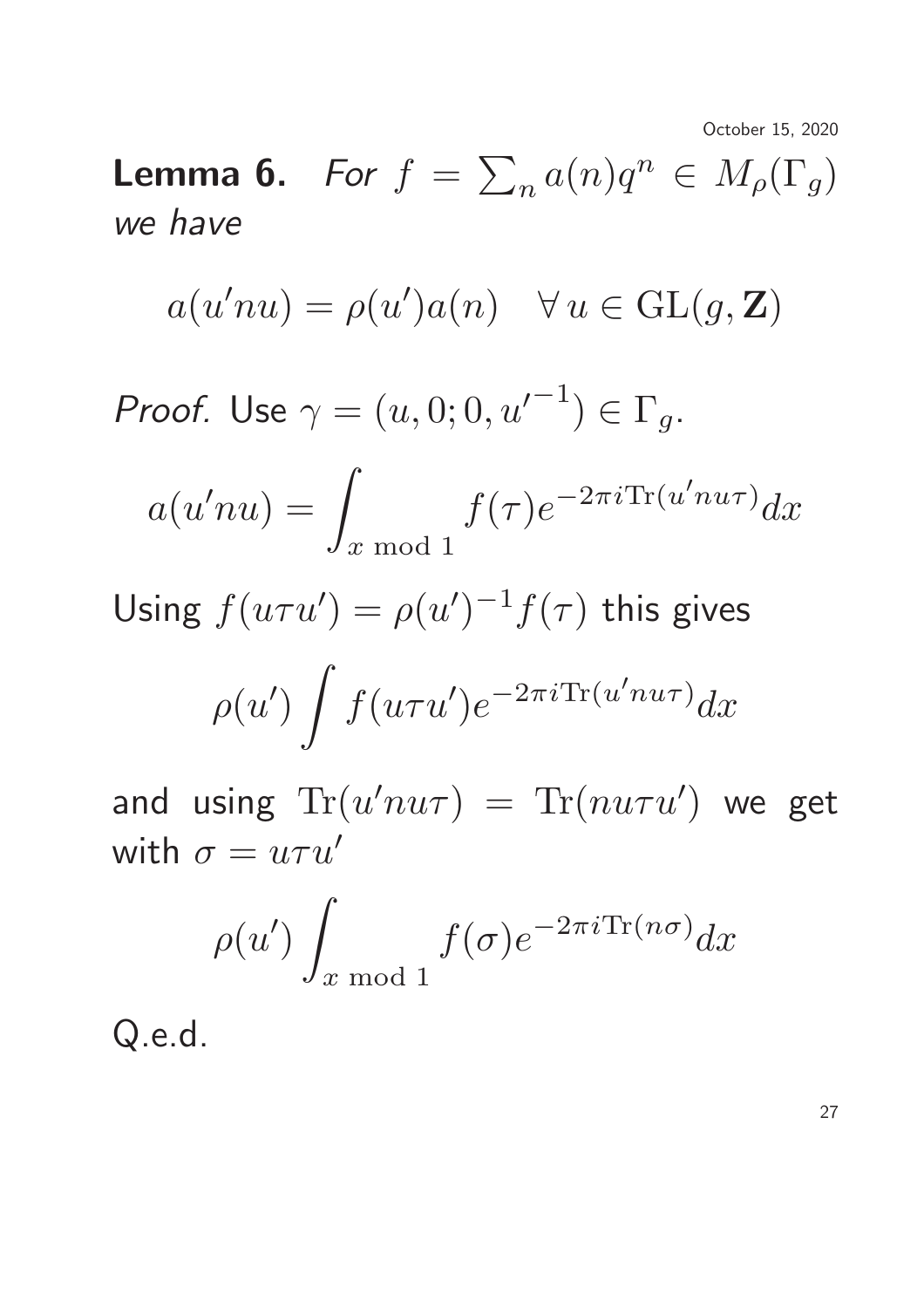**Lemma 6.** *For $f = \sum_n a(n) q^n \in M_\rho(\Gamma_g)$ we have*

$$a(u'nu) = \rho(u')a(n) \quad \forall\, u \in \mathrm{GL}(g, \mathbf{Z})$$

*Proof.* Use $\gamma = (u, 0; 0, {u'}^{-1}) \in \Gamma_g$.

$$a(u'nu) = \int_{x \bmod 1} f(\tau) e^{-2\pi i \mathrm{Tr}(u'nu\tau)} dx$$

Using $f(u\tau u') = \rho(u')^{-1} f(\tau)$ this gives

$$\rho(u') \int f(u\tau u') e^{-2\pi i \mathrm{Tr}(u'nu\tau)} dx$$

and using $\mathrm{Tr}(u'nu\tau) = \mathrm{Tr}(nu\tau u')$ we get with $\sigma = u\tau u'$

$$\rho(u') \int_{x \bmod 1} f(\sigma) e^{-2\pi i \mathrm{Tr}(n\sigma)} dx$$

Q.e.d.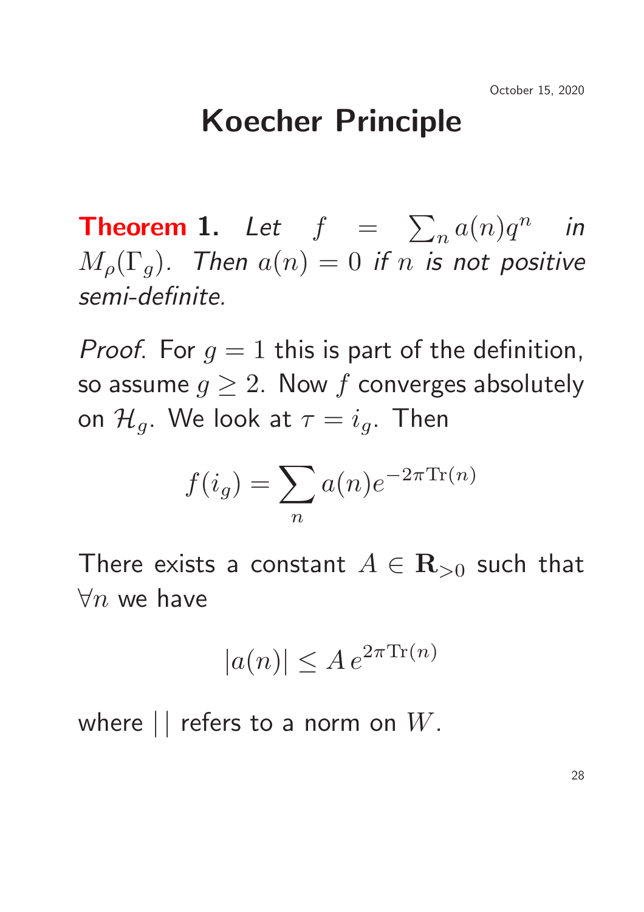# Koecher Principle

**Theorem 1.** *Let $f = \sum_n a(n)q^n$ in $M_\rho(\Gamma_g)$. Then $a(n) = 0$ if $n$ is not positive semi-definite.*

*Proof.* For $g = 1$ this is part of the definition, so assume $g \geq 2$. Now $f$ converges absolutely on $\mathcal{H}_g$. We look at $\tau = i_g$. Then

$$f(i_g) = \sum_n a(n) e^{-2\pi \mathrm{Tr}(n)}$$

There exists a constant $A \in \mathbf{R}_{>0}$ such that $\forall n$ we have

$$|a(n)| \leq A\, e^{2\pi \mathrm{Tr}(n)}$$

where $| \, |$ refers to a norm on $W$.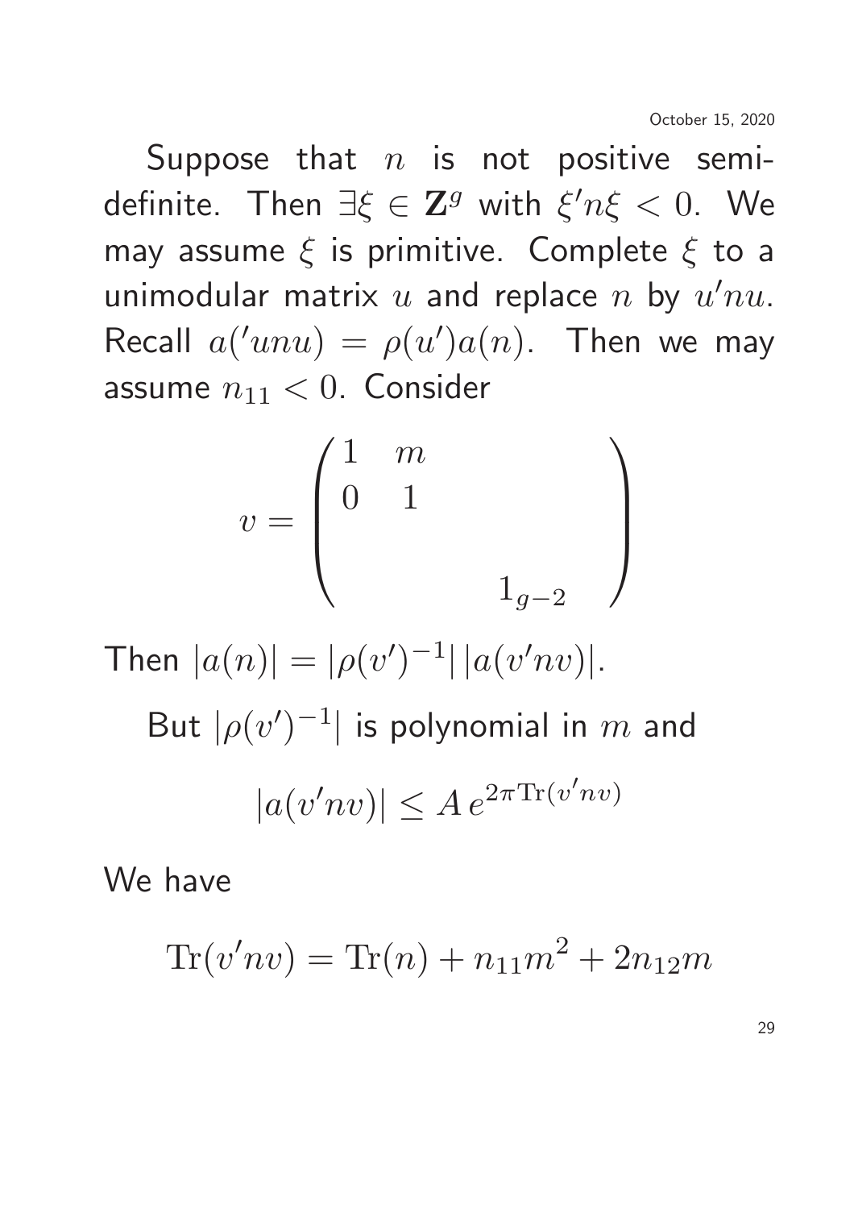Suppose that $n$ is not positive semi-definite. Then $\exists \xi \in \mathbf{Z}^g$ with $\xi' n \xi < 0$. We may assume $\xi$ is primitive. Complete $\xi$ to a unimodular matrix $u$ and replace $n$ by $u'nu$. Recall $a('unu) = \rho(u')a(n)$. Then we may assume $n_{11} < 0$. Consider

$$v = \begin{pmatrix} 1 & m & \\ 0 & 1 & \\ & & 1_{g-2} \end{pmatrix}$$

Then $|a(n)| = |\rho(v')^{-1}|\,|a(v'nv)|$.

But $|\rho(v')^{-1}|$ is polynomial in $m$ and

$$|a(v'nv)| \leq A\, e^{2\pi \mathrm{Tr}(v'nv)}$$

We have

$$\mathrm{Tr}(v'nv) = \mathrm{Tr}(n) + n_{11}m^2 + 2n_{12}m$$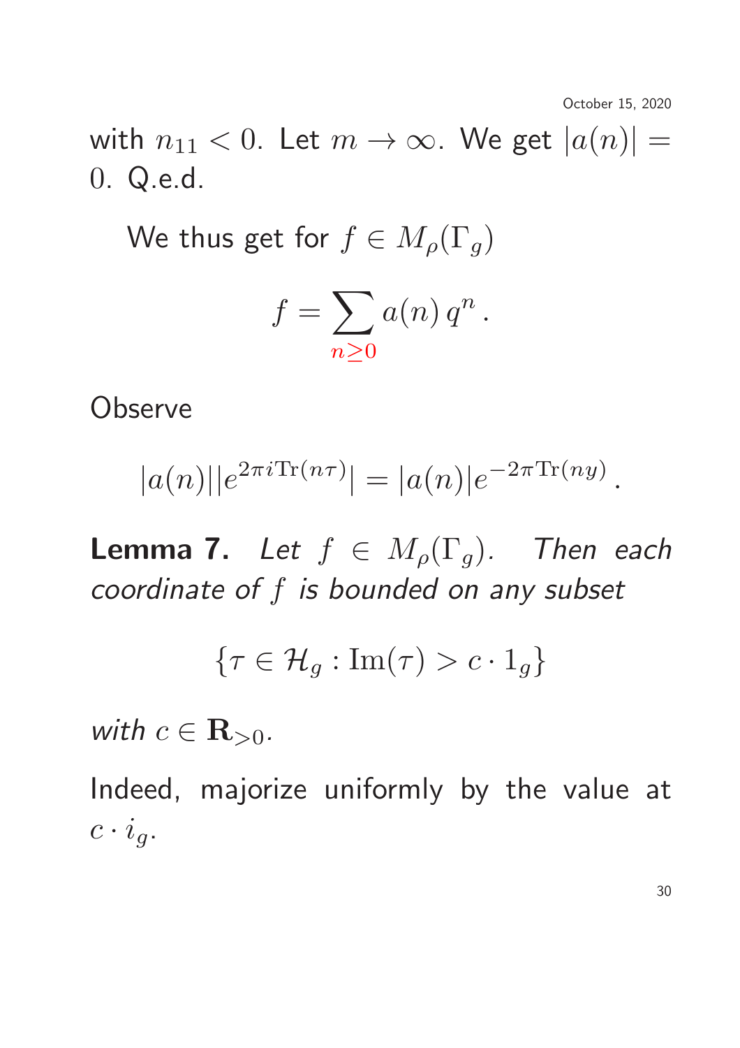with $n_{11} < 0$. Let $m \to \infty$. We get $|a(n)| = 0$. Q.e.d.

We thus get for $f \in M_\rho(\Gamma_g)$

$$f = \sum_{n \geq 0} a(n)\, q^n \,.$$

Observe

$$|a(n)||e^{2\pi i \mathrm{Tr}(n\tau)}| = |a(n)|e^{-2\pi \mathrm{Tr}(ny)} \,.$$

**Lemma 7.** *Let $f \in M_\rho(\Gamma_g)$. Then each coordinate of $f$ is bounded on any subset*

$$\{\tau \in \mathcal{H}_g : \mathrm{Im}(\tau) > c \cdot 1_g\}$$

*with $c \in \mathbf{R}_{>0}$.*

Indeed, majorize uniformly by the value at $c \cdot i_g$.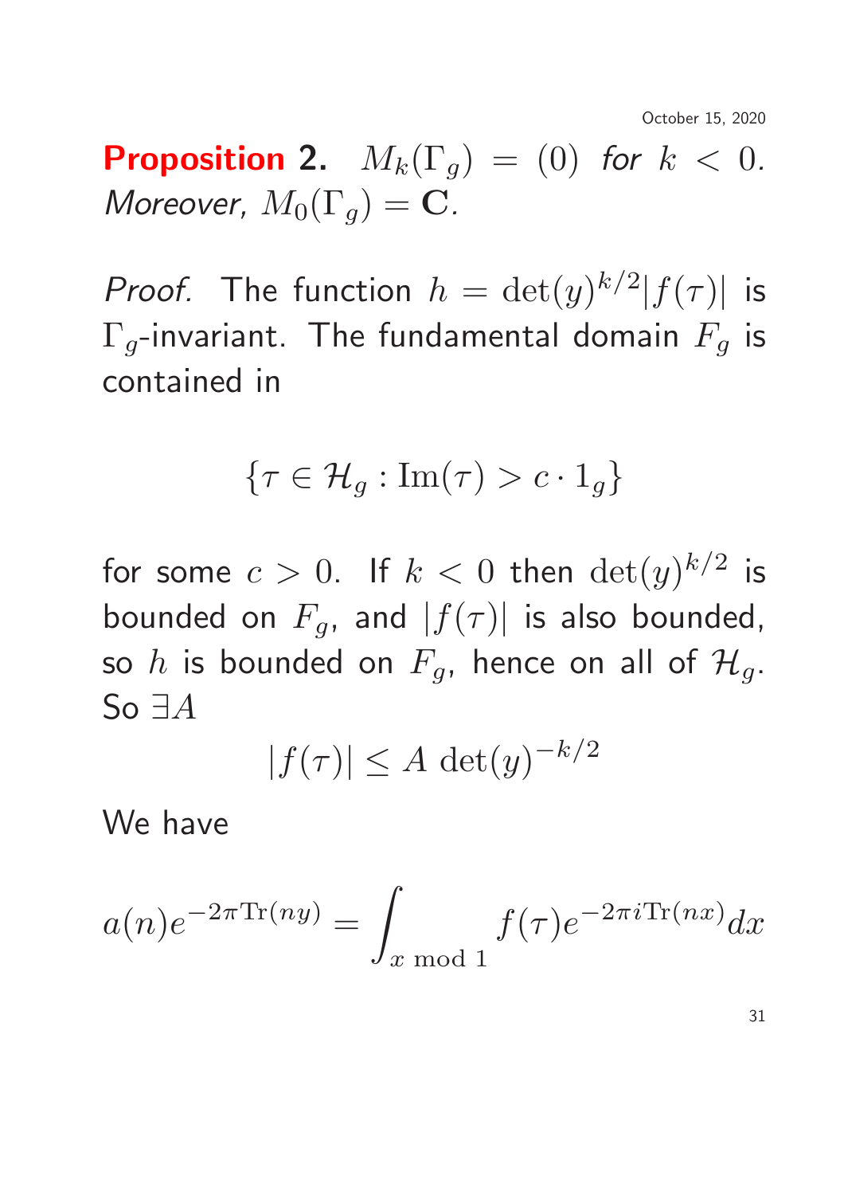**Proposition 2.** *$M_k(\Gamma_g) = (0)$ for $k < 0$. Moreover, $M_0(\Gamma_g) = \mathbf{C}$.*

*Proof.* The function $h = \det(y)^{k/2}|f(\tau)|$ is $\Gamma_g$-invariant. The fundamental domain $F_g$ is contained in

$$\{\tau \in \mathcal{H}_g : \mathrm{Im}(\tau) > c \cdot 1_g\}$$

for some $c > 0$. If $k < 0$ then $\det(y)^{k/2}$ is bounded on $F_g$, and $|f(\tau)|$ is also bounded, so $h$ is bounded on $F_g$, hence on all of $\mathcal{H}_g$. So $\exists A$

$$|f(\tau)| \leq A \, \det(y)^{-k/2}$$

We have

$$a(n)e^{-2\pi \mathrm{Tr}(ny)} = \int_{x \bmod 1} f(\tau)e^{-2\pi i \mathrm{Tr}(nx)}dx$$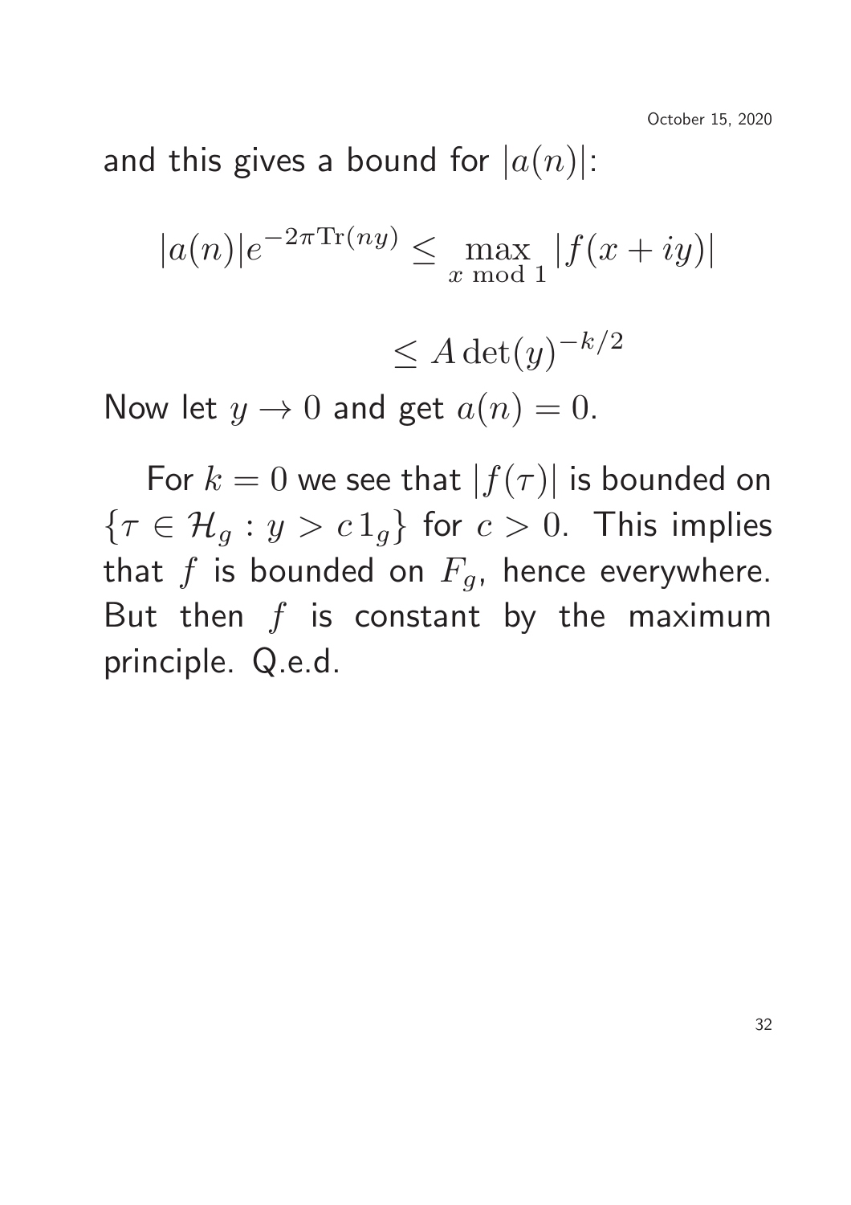and this gives a bound for $|a(n)|$:

$$|a(n)|e^{-2\pi \mathrm{Tr}(ny)} \leq \max_{x \bmod 1} |f(x+iy)|$$

$$\leq A \det(y)^{-k/2}$$

Now let $y \to 0$ and get $a(n) = 0$.

For $k = 0$ we see that $|f(\tau)|$ is bounded on $\{\tau \in \mathcal{H}_g : y > c\, 1_g\}$ for $c > 0$. This implies that $f$ is bounded on $F_g$, hence everywhere. But then $f$ is constant by the maximum principle. Q.e.d.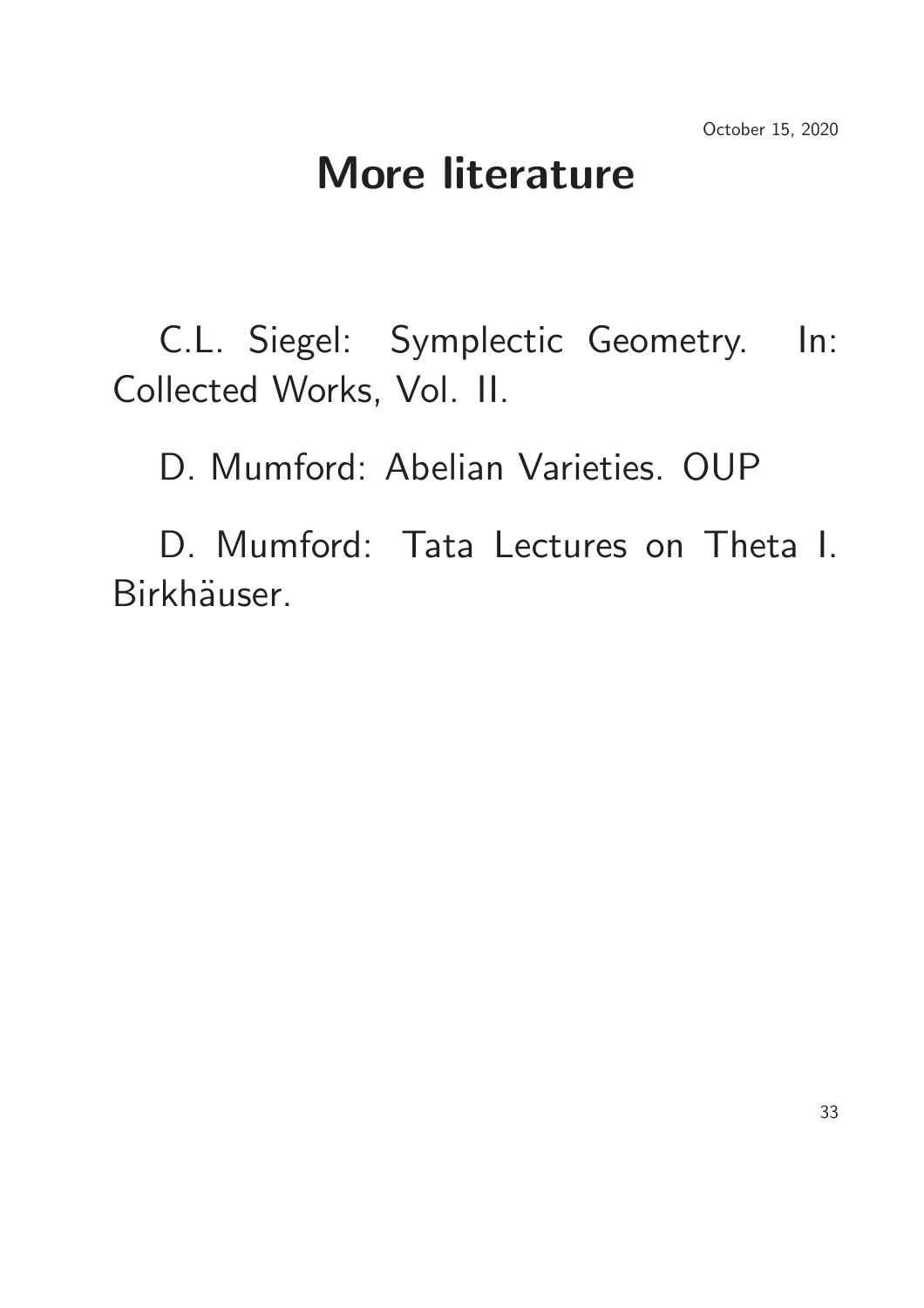# More literature

C.L. Siegel: Symplectic Geometry. In: Collected Works, Vol. II.

D. Mumford: Abelian Varieties. OUP

D. Mumford: Tata Lectures on Theta I. Birkhäuser.